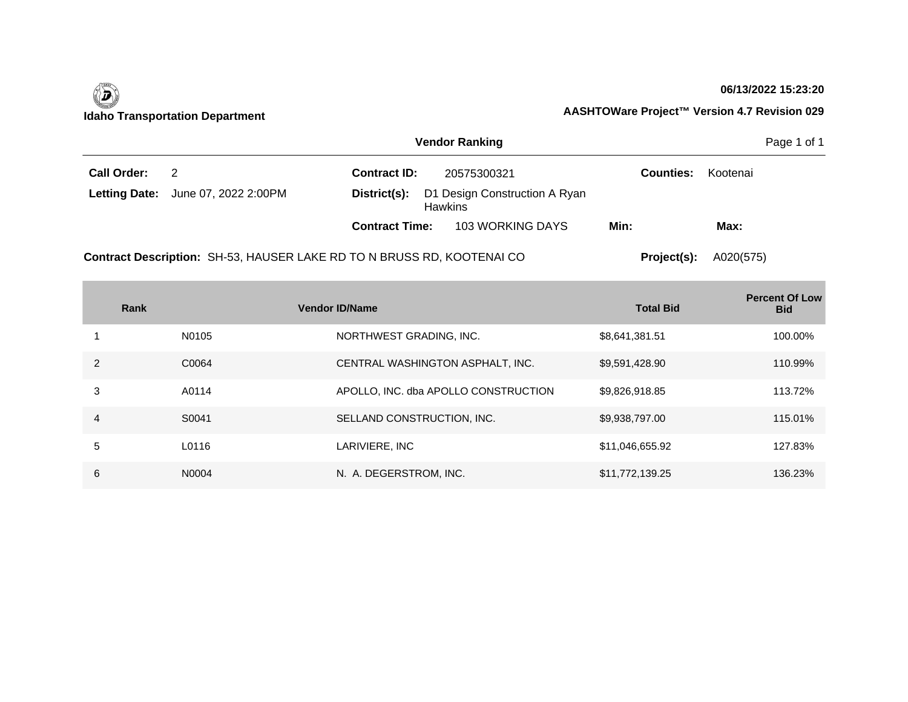Idaho Transportation Department

06/13/2022 15:23:20

AASHTOWare Project™ Version 4.7 Revision 029

## Vendor Ranking

**Call Order:** 2

**Letting Date:** June 07, 2022 2:00PM

**Contract ID:** 20575300321

**District(s):** D1 Design Construction A Ryan Hawkins

**Contract Time:** 103 WORKING DAYS

**Min:**

**Max:**

**Counties:** Kootenai

**Contract Description:** SH-53, HAUSER LAKE RD TO N BRUSS RD, KOOTENAI CO

**Project(s):** A020(575)

| Rank | Vendor ID | Name | Total Bid | Percent Of Low Bid |
|---|---|---|---|---|
| 1 | N0105 | NORTHWEST GRADING, INC. | $8,641,381.51 | 100.00% |
| 2 | C0064 | CENTRAL WASHINGTON ASPHALT, INC. | $9,591,428.90 | 110.99% |
| 3 | A0114 | APOLLO, INC. dba APOLLO CONSTRUCTION | $9,826,918.85 | 113.72% |
| 4 | S0041 | SELLAND CONSTRUCTION, INC. | $9,938,797.00 | 115.01% |
| 5 | L0116 | LARIVIERE, INC | $11,046,655.92 | 127.83% |
| 6 | N0004 | N. A. DEGERSTROM, INC. | $11,772,139.25 | 136.23% |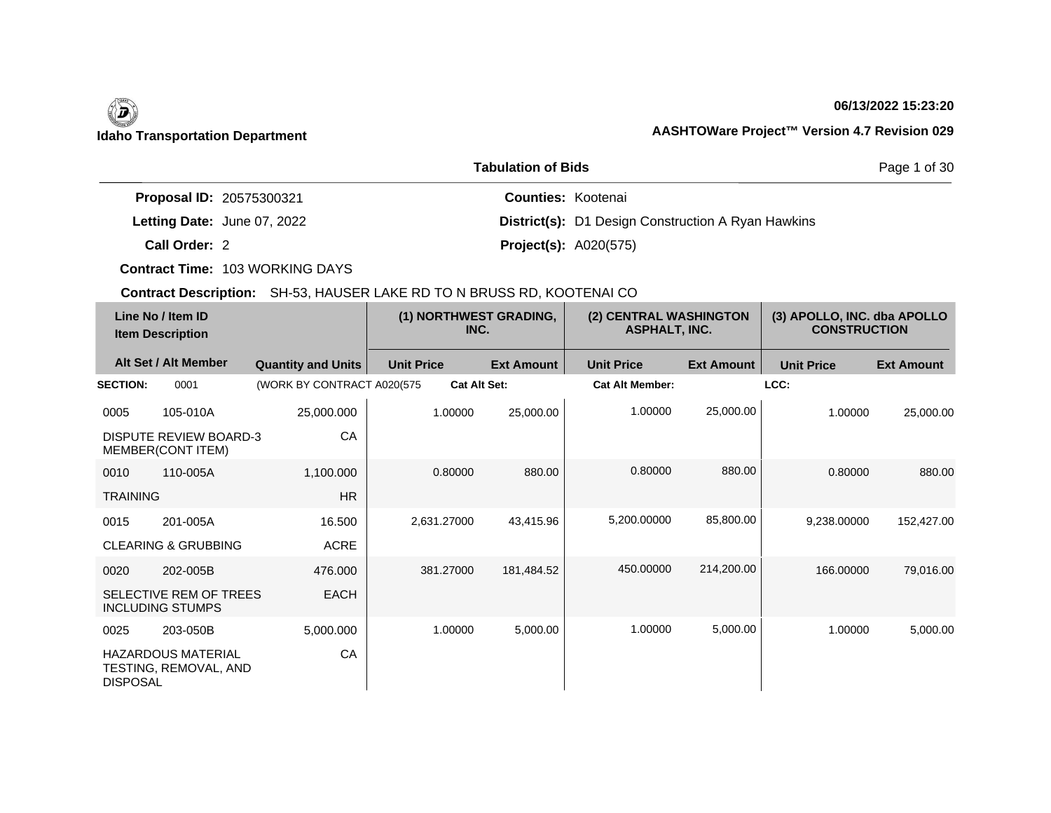**Idaho Transportation Department**

**06/13/2022 15:23:20**

**AASHTOWare Project™ Version 4.7 Revision 029**

## Tabulation of Bids

**Proposal ID:** 20575300321
**Letting Date:** June 07, 2022
**Call Order:** 2
**Contract Time:** 103 WORKING DAYS
**Counties:** Kootenai
**District(s):** D1 Design Construction A Ryan Hawkins
**Project(s):** A020(575)

**Contract Description:** SH-53, HAUSER LAKE RD TO N BRUSS RD, KOOTENAI CO

| Line No / Item ID | Item Description / Alt Set / Alt Member | Quantity and Units | (1) NORTHWEST GRADING, INC. Unit Price | (1) Ext Amount | (2) CENTRAL WASHINGTON ASPHALT, INC. Unit Price | (2) Ext Amount | (3) APOLLO, INC. dba APOLLO CONSTRUCTION Unit Price | (3) Ext Amount |
|---|---|---|---|---|---|---|---|---|
| **SECTION:** 0001 | (WORK BY CONTRACT A020(575 | | **Cat Alt Set:** | | **Cat Alt Member:** | | **LCC:** | |
| 0005 105-010A | DISPUTE REVIEW BOARD-3 MEMBER(CONT ITEM) | 25,000.000 CA | 1.00000 | 25,000.00 | 1.00000 | 25,000.00 | 1.00000 | 25,000.00 |
| 0010 110-005A | TRAINING | 1,100.000 HR | 0.80000 | 880.00 | 0.80000 | 880.00 | 0.80000 | 880.00 |
| 0015 201-005A | CLEARING & GRUBBING | 16.500 ACRE | 2,631.27000 | 43,415.96 | 5,200.00000 | 85,800.00 | 9,238.00000 | 152,427.00 |
| 0020 202-005B | SELECTIVE REM OF TREES INCLUDING STUMPS | 476.000 EACH | 381.27000 | 181,484.52 | 450.00000 | 214,200.00 | 166.00000 | 79,016.00 |
| 0025 203-050B | HAZARDOUS MATERIAL TESTING, REMOVAL, AND DISPOSAL | 5,000.000 CA | 1.00000 | 5,000.00 | 1.00000 | 5,000.00 | 1.00000 | 5,000.00 |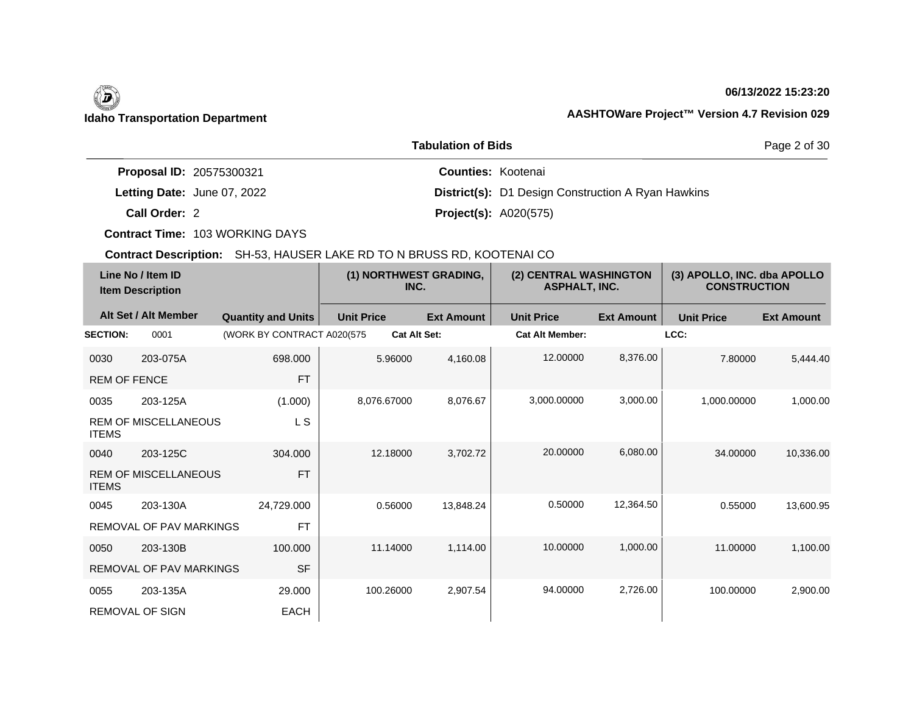**Idaho Transportation Department**

06/13/2022 15:23:20

AASHTOWare Project™ Version 4.7 Revision 029

**Tabulation of Bids**

**Proposal ID:** 20575300321
**Letting Date:** June 07, 2022
**Call Order:** 2
**Contract Time:** 103 WORKING DAYS

**Counties:** Kootenai
**District(s):** D1 Design Construction A Ryan Hawkins
**Project(s):** A020(575)

**Contract Description:** SH-53, HAUSER LAKE RD TO N BRUSS RD, KOOTENAI CO

| Line No / Item ID | Item Description | Quantity and Units | (1) NORTHWEST GRADING, INC. Unit Price | (1) NORTHWEST GRADING, INC. Ext Amount | (2) CENTRAL WASHINGTON ASPHALT, INC. Unit Price | (2) CENTRAL WASHINGTON ASPHALT, INC. Ext Amount | (3) APOLLO, INC. dba APOLLO CONSTRUCTION Unit Price | (3) APOLLO, INC. dba APOLLO CONSTRUCTION Ext Amount |
|---|---|---|---|---|---|---|---|---|
| **SECTION:** 0001 | (WORK BY CONTRACT A020(575 | | **Cat Alt Set:** | | **Cat Alt Member:** | | **LCC:** | |
| 0030 203-075A | REM OF FENCE | 698.000 FT | 5.96000 | 4,160.08 | 12.00000 | 8,376.00 | 7.80000 | 5,444.40 |
| 0035 203-125A | REM OF MISCELLANEOUS ITEMS | (1.000) L S | 8,076.67000 | 8,076.67 | 3,000.00000 | 3,000.00 | 1,000.00000 | 1,000.00 |
| 0040 203-125C | REM OF MISCELLANEOUS ITEMS | 304.000 FT | 12.18000 | 3,702.72 | 20.00000 | 6,080.00 | 34.00000 | 10,336.00 |
| 0045 203-130A | REMOVAL OF PAV MARKINGS | 24,729.000 FT | 0.56000 | 13,848.24 | 0.50000 | 12,364.50 | 0.55000 | 13,600.95 |
| 0050 203-130B | REMOVAL OF PAV MARKINGS | 100.000 SF | 11.14000 | 1,114.00 | 10.00000 | 1,000.00 | 11.00000 | 1,100.00 |
| 0055 203-135A | REMOVAL OF SIGN | 29.000 EACH | 100.26000 | 2,907.54 | 94.00000 | 2,726.00 | 100.00000 | 2,900.00 |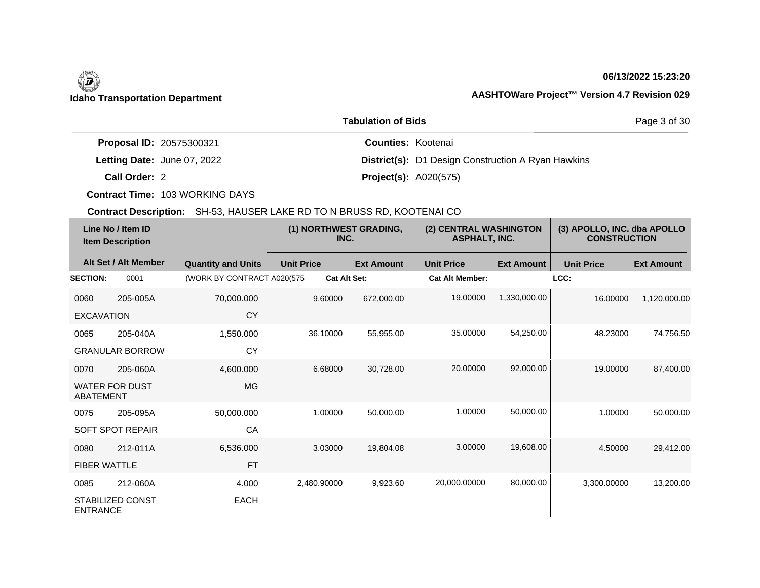**Idaho Transportation Department**

**06/13/2022 15:23:20**

**AASHTOWare Project™ Version 4.7 Revision 029**

## Tabulation of Bids

**Proposal ID:** 20575300321
**Letting Date:** June 07, 2022
**Call Order:** 2
**Contract Time:** 103 WORKING DAYS

**Counties:** Kootenai
**District(s):** D1 Design Construction A Ryan Hawkins
**Project(s):** A020(575)

**Contract Description:** SH-53, HAUSER LAKE RD TO N BRUSS RD, KOOTENAI CO

| Line No / Item ID | Item Description / Alt Set / Alt Member | Quantity and Units | (1) NORTHWEST GRADING, INC. Unit Price | (1) NORTHWEST GRADING, INC. Ext Amount | (2) CENTRAL WASHINGTON ASPHALT, INC. Unit Price | (2) CENTRAL WASHINGTON ASPHALT, INC. Ext Amount | (3) APOLLO, INC. dba APOLLO CONSTRUCTION Unit Price | (3) APOLLO, INC. dba APOLLO CONSTRUCTION Ext Amount |
|---|---|---|---|---|---|---|---|---|
| **SECTION:** 0001 | (WORK BY CONTRACT A020(575 | | Cat Alt Set: | | Cat Alt Member: | | LCC: | |
| 0060 205-005A | EXCAVATION | 70,000.000 CY | 9.60000 | 672,000.00 | 19.00000 | 1,330,000.00 | 16.00000 | 1,120,000.00 |
| 0065 205-040A | GRANULAR BORROW | 1,550.000 CY | 36.10000 | 55,955.00 | 35.00000 | 54,250.00 | 48.23000 | 74,756.50 |
| 0070 205-060A | WATER FOR DUST ABATEMENT | 4,600.000 MG | 6.68000 | 30,728.00 | 20.00000 | 92,000.00 | 19.00000 | 87,400.00 |
| 0075 205-095A | SOFT SPOT REPAIR | 50,000.000 CA | 1.00000 | 50,000.00 | 1.00000 | 50,000.00 | 1.00000 | 50,000.00 |
| 0080 212-011A | FIBER WATTLE | 6,536.000 FT | 3.03000 | 19,804.08 | 3.00000 | 19,608.00 | 4.50000 | 29,412.00 |
| 0085 212-060A | STABILIZED CONST ENTRANCE | 4.000 EACH | 2,480.90000 | 9,923.60 | 20,000.00000 | 80,000.00 | 3,300.00000 | 13,200.00 |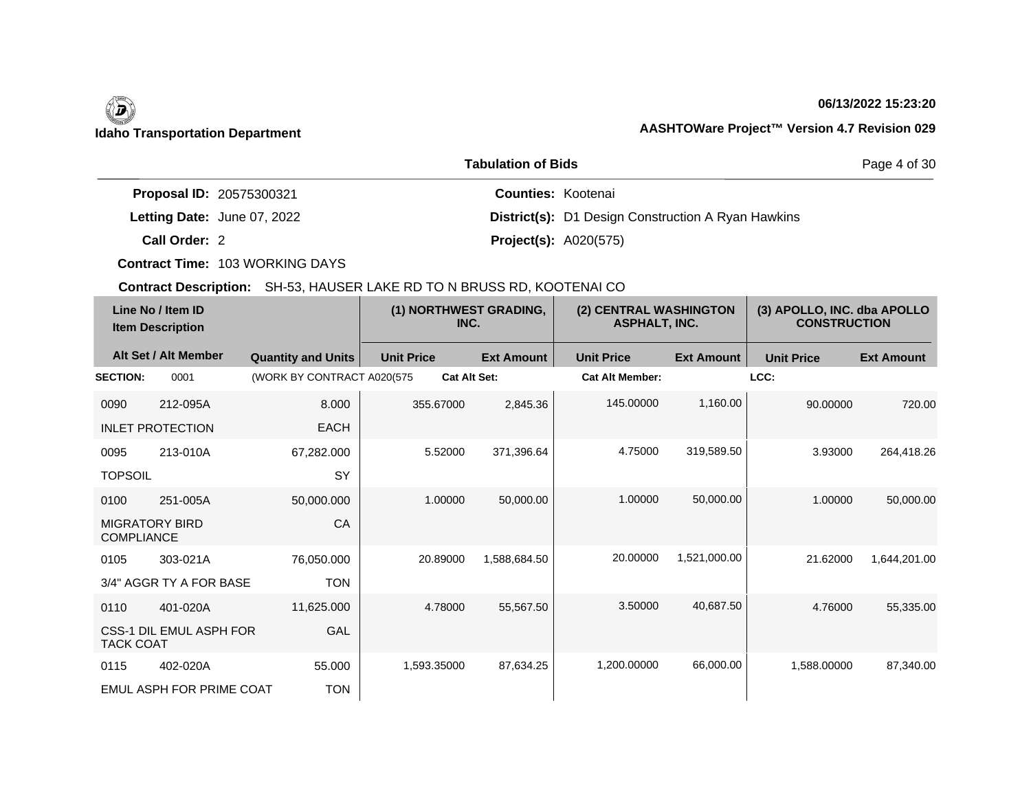**Idaho Transportation Department**

06/13/2022 15:23:20

AASHTOWare Project™ Version 4.7 Revision 029

## Tabulation of Bids

**Proposal ID:** 20575300321
**Letting Date:** June 07, 2022
**Call Order:** 2
**Contract Time:** 103 WORKING DAYS
**Contract Description:** SH-53, HAUSER LAKE RD TO N BRUSS RD, KOOTENAI CO

**Counties:** Kootenai
**District(s):** D1 Design Construction A Ryan Hawkins
**Project(s):** A020(575)

| Line No / Item ID | Item Description | Quantity and Units | (1) NORTHWEST GRADING, INC. Unit Price | (1) NORTHWEST GRADING, INC. Ext Amount | (2) CENTRAL WASHINGTON ASPHALT, INC. Unit Price | (2) CENTRAL WASHINGTON ASPHALT, INC. Ext Amount | (3) APOLLO, INC. dba APOLLO CONSTRUCTION Unit Price | (3) APOLLO, INC. dba APOLLO CONSTRUCTION Ext Amount |
|---|---|---|---|---|---|---|---|---|
| **SECTION:** 0001 | (WORK BY CONTRACT A020(575 | | Cat Alt Set: | | Cat Alt Member: | | LCC: | |
| 0090 212-095A | INLET PROTECTION | 8.000 EACH | 355.67000 | 2,845.36 | 145.00000 | 1,160.00 | 90.00000 | 720.00 |
| 0095 213-010A | TOPSOIL | 67,282.000 SY | 5.52000 | 371,396.64 | 4.75000 | 319,589.50 | 3.93000 | 264,418.26 |
| 0100 251-005A | MIGRATORY BIRD COMPLIANCE | 50,000.000 CA | 1.00000 | 50,000.00 | 1.00000 | 50,000.00 | 1.00000 | 50,000.00 |
| 0105 303-021A | 3/4" AGGR TY A FOR BASE | 76,050.000 TON | 20.89000 | 1,588,684.50 | 20.00000 | 1,521,000.00 | 21.62000 | 1,644,201.00 |
| 0110 401-020A | CSS-1 DIL EMUL ASPH FOR TACK COAT | 11,625.000 GAL | 4.78000 | 55,567.50 | 3.50000 | 40,687.50 | 4.76000 | 55,335.00 |
| 0115 402-020A | EMUL ASPH FOR PRIME COAT | 55.000 TON | 1,593.35000 | 87,634.25 | 1,200.00000 | 66,000.00 | 1,588.00000 | 87,340.00 |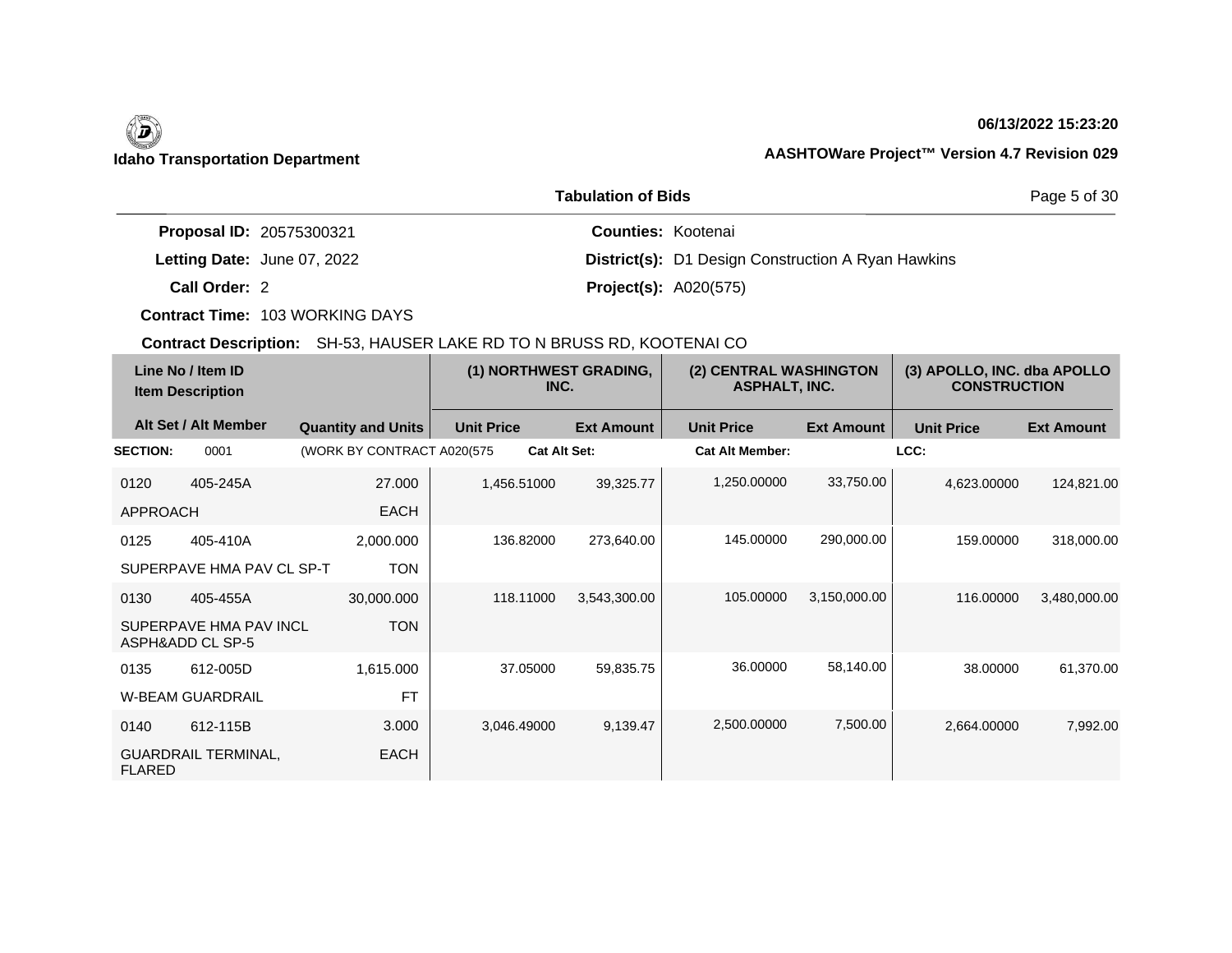**Idaho Transportation Department**

**06/13/2022 15:23:20**

**AASHTOWare Project™ Version 4.7 Revision 029**

## Tabulation of Bids

**Proposal ID:** 20575300321
**Letting Date:** June 07, 2022
**Call Order:** 2
**Contract Time:** 103 WORKING DAYS
**Counties:** Kootenai
**District(s):** D1 Design Construction A Ryan Hawkins
**Project(s):** A020(575)

**Contract Description:** SH-53, HAUSER LAKE RD TO N BRUSS RD, KOOTENAI CO

| Line No / Item ID | Item Description | Alt Set / Alt Member | Quantity and Units | (1) NORTHWEST GRADING, INC. Unit Price | (1) NORTHWEST GRADING, INC. Ext Amount | (2) CENTRAL WASHINGTON ASPHALT, INC. Unit Price | (2) CENTRAL WASHINGTON ASPHALT, INC. Ext Amount | (3) APOLLO, INC. dba APOLLO CONSTRUCTION Unit Price | (3) APOLLO, INC. dba APOLLO CONSTRUCTION Ext Amount |
|---|---|---|---|---|---|---|---|---|---|
| **SECTION:** 0001 | (WORK BY CONTRACT A020(575 | | | **Cat Alt Set:** | | **Cat Alt Member:** | | **LCC:** | |
| 0120 405-245A | APPROACH | | 27.000 EACH | 1,456.51000 | 39,325.77 | 1,250.00000 | 33,750.00 | 4,623.00000 | 124,821.00 |
| 0125 405-410A | SUPERPAVE HMA PAV CL SP-T | | 2,000.000 TON | 136.82000 | 273,640.00 | 145.00000 | 290,000.00 | 159.00000 | 318,000.00 |
| 0130 405-455A | SUPERPAVE HMA PAV INCL ASPH&ADD CL SP-5 | | 30,000.000 TON | 118.11000 | 3,543,300.00 | 105.00000 | 3,150,000.00 | 116.00000 | 3,480,000.00 |
| 0135 612-005D | W-BEAM GUARDRAIL | | 1,615.000 FT | 37.05000 | 59,835.75 | 36.00000 | 58,140.00 | 38.00000 | 61,370.00 |
| 0140 612-115B | GUARDRAIL TERMINAL, FLARED | | 3.000 EACH | 3,046.49000 | 9,139.47 | 2,500.00000 | 7,500.00 | 2,664.00000 | 7,992.00 |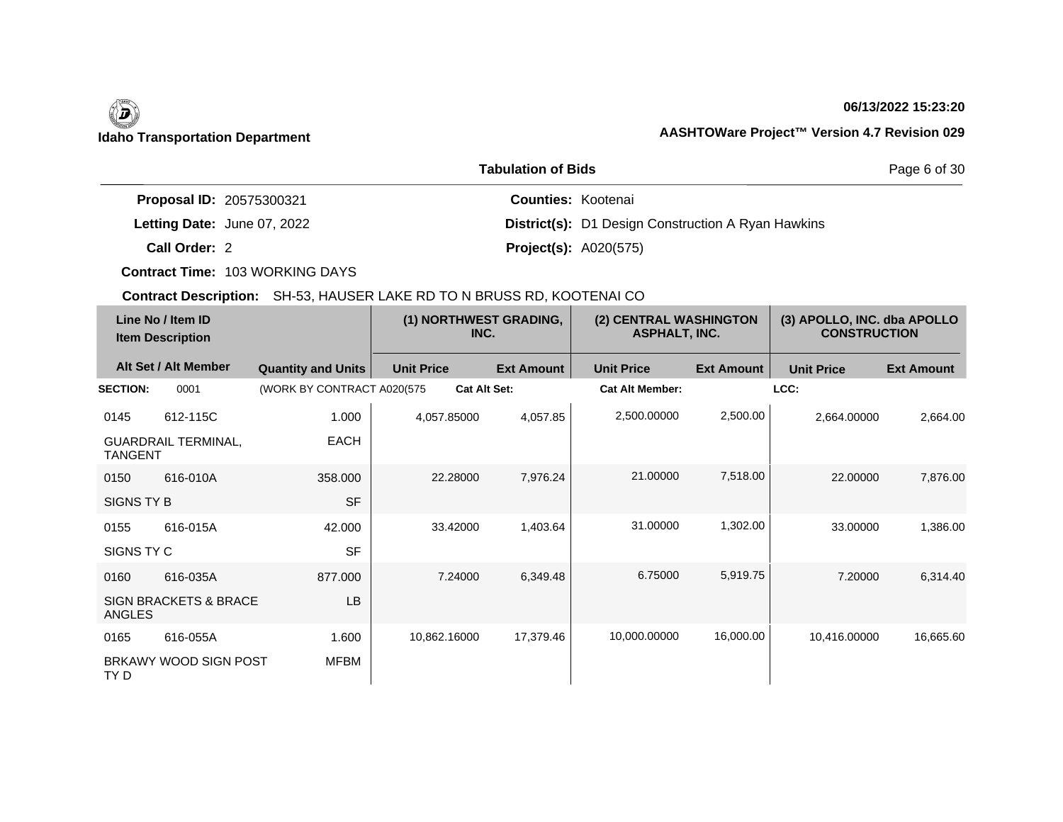**Idaho Transportation Department**

06/13/2022 15:23:20

**AASHTOWare Project™ Version 4.7 Revision 029**

## Tabulation of Bids

**Proposal ID:** 20575300321
**Letting Date:** June 07, 2022
**Call Order:** 2
**Contract Time:** 103 WORKING DAYS
**Contract Description:** SH-53, HAUSER LAKE RD TO N BRUSS RD, KOOTENAI CO

**Counties:** Kootenai
**District(s):** D1 Design Construction A Ryan Hawkins
**Project(s):** A020(575)

| Line No / Item ID | Item Description | Quantity and Units | (1) NORTHWEST GRADING, INC. Unit Price | (1) NORTHWEST GRADING, INC. Ext Amount | (2) CENTRAL WASHINGTON ASPHALT, INC. Unit Price | (2) CENTRAL WASHINGTON ASPHALT, INC. Ext Amount | (3) APOLLO, INC. dba APOLLO CONSTRUCTION Unit Price | (3) APOLLO, INC. dba APOLLO CONSTRUCTION Ext Amount |
|---|---|---|---|---|---|---|---|---|
| **SECTION:** 0001 | (WORK BY CONTRACT A020(575 | | **Cat Alt Set:** | | **Cat Alt Member:** | | **LCC:** | |
| 0145 612-115C | GUARDRAIL TERMINAL, TANGENT | 1.000 EACH | 4,057.85000 | 4,057.85 | 2,500.00000 | 2,500.00 | 2,664.00000 | 2,664.00 |
| 0150 616-010A | SIGNS TY B | 358.000 SF | 22.28000 | 7,976.24 | 21.00000 | 7,518.00 | 22.00000 | 7,876.00 |
| 0155 616-015A | SIGNS TY C | 42.000 SF | 33.42000 | 1,403.64 | 31.00000 | 1,302.00 | 33.00000 | 1,386.00 |
| 0160 616-035A | SIGN BRACKETS & BRACE ANGLES | 877.000 LB | 7.24000 | 6,349.48 | 6.75000 | 5,919.75 | 7.20000 | 6,314.40 |
| 0165 616-055A | BRKAWY WOOD SIGN POST TY D | 1.600 MFBM | 10,862.16000 | 17,379.46 | 10,000.00000 | 16,000.00 | 10,416.00000 | 16,665.60 |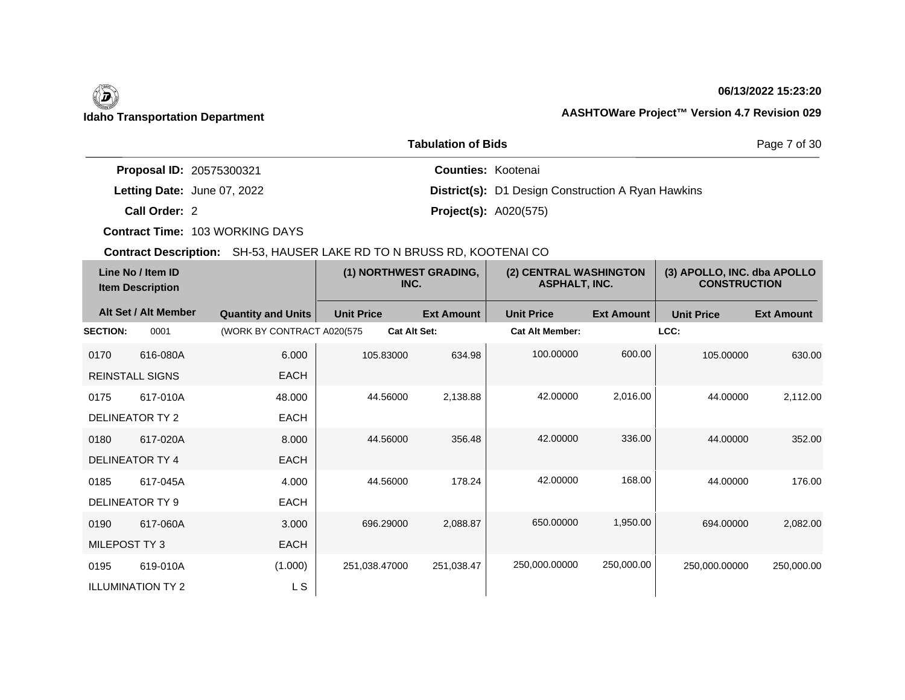**Idaho Transportation Department**

**06/13/2022 15:23:20**

**AASHTOWare Project™ Version 4.7 Revision 029**

## Tabulation of Bids

**Proposal ID:** 20575300321
**Letting Date:** June 07, 2022
**Call Order:** 2
**Contract Time:** 103 WORKING DAYS
**Counties:** Kootenai
**District(s):** D1 Design Construction A Ryan Hawkins
**Project(s):** A020(575)

**Contract Description:** SH-53, HAUSER LAKE RD TO N BRUSS RD, KOOTENAI CO

| Line No / Item ID | Item Description | Quantity and Units | (1) NORTHWEST GRADING, INC. Unit Price | (1) Ext Amount | (2) CENTRAL WASHINGTON ASPHALT, INC. Unit Price | (2) Ext Amount | (3) APOLLO, INC. dba APOLLO CONSTRUCTION Unit Price | (3) Ext Amount |
|---|---|---|---|---|---|---|---|---|
| **SECTION:** 0001 | | (WORK BY CONTRACT A020(575 | Cat Alt Set: | | Cat Alt Member: | | LCC: | |
| 0170 616-080A | REINSTALL SIGNS | 6.000 EACH | 105.83000 | 634.98 | 100.00000 | 600.00 | 105.00000 | 630.00 |
| 0175 617-010A | DELINEATOR TY 2 | 48.000 EACH | 44.56000 | 2,138.88 | 42.00000 | 2,016.00 | 44.00000 | 2,112.00 |
| 0180 617-020A | DELINEATOR TY 4 | 8.000 EACH | 44.56000 | 356.48 | 42.00000 | 336.00 | 44.00000 | 352.00 |
| 0185 617-045A | DELINEATOR TY 9 | 4.000 EACH | 44.56000 | 178.24 | 42.00000 | 168.00 | 44.00000 | 176.00 |
| 0190 617-060A | MILEPOST TY 3 | 3.000 EACH | 696.29000 | 2,088.87 | 650.00000 | 1,950.00 | 694.00000 | 2,082.00 |
| 0195 619-010A | ILLUMINATION TY 2 | (1.000) L S | 251,038.47000 | 251,038.47 | 250,000.00000 | 250,000.00 | 250,000.00000 | 250,000.00 |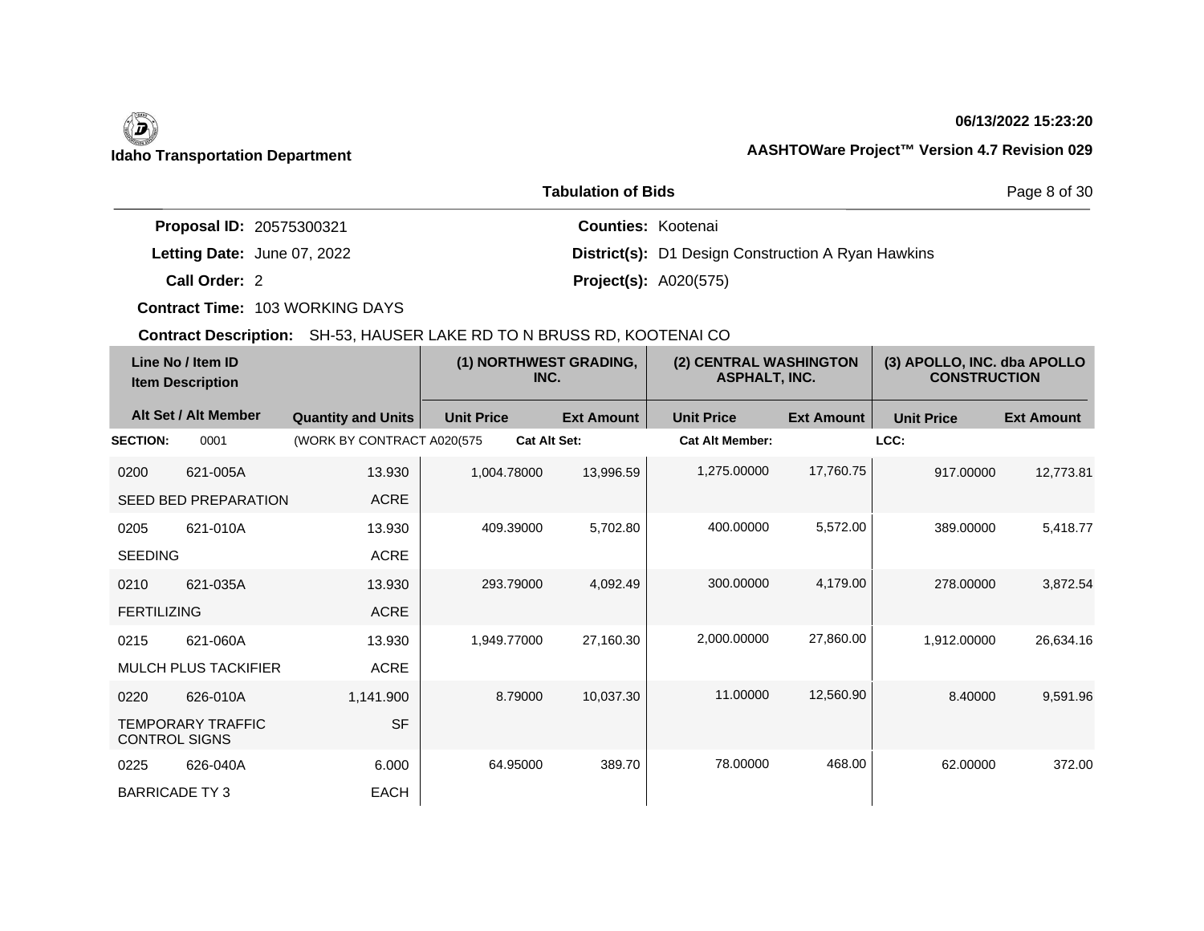**Idaho Transportation Department**

**06/13/2022 15:23:20**

**AASHTOWare Project™ Version 4.7 Revision 029**

## Tabulation of Bids

**Proposal ID:** 20575300321
**Letting Date:** June 07, 2022
**Call Order:** 2
**Contract Time:** 103 WORKING DAYS
**Counties:** Kootenai
**District(s):** D1 Design Construction A Ryan Hawkins
**Project(s):** A020(575)

**Contract Description:** SH-53, HAUSER LAKE RD TO N BRUSS RD, KOOTENAI CO

| Line No / Item ID | Item Description | Quantity and Units | (1) NORTHWEST GRADING, INC. | | (2) CENTRAL WASHINGTON ASPHALT, INC. | | (3) APOLLO, INC. dba APOLLO CONSTRUCTION | |
|---|---|---|---|---|---|---|---|---|
| Alt Set / Alt Member | | | Unit Price | Ext Amount | Unit Price | Ext Amount | Unit Price | Ext Amount |
| **SECTION:** 0001 | | (WORK BY CONTRACT A020(575 | **Cat Alt Set:** | | **Cat Alt Member:** | | **LCC:** | |
| 0200 621-005A | SEED BED PREPARATION | 13.930 ACRE | 1,004.78000 | 13,996.59 | 1,275.00000 | 17,760.75 | 917.00000 | 12,773.81 |
| 0205 621-010A | SEEDING | 13.930 ACRE | 409.39000 | 5,702.80 | 400.00000 | 5,572.00 | 389.00000 | 5,418.77 |
| 0210 621-035A | FERTILIZING | 13.930 ACRE | 293.79000 | 4,092.49 | 300.00000 | 4,179.00 | 278.00000 | 3,872.54 |
| 0215 621-060A | MULCH PLUS TACKIFIER | 13.930 ACRE | 1,949.77000 | 27,160.30 | 2,000.00000 | 27,860.00 | 1,912.00000 | 26,634.16 |
| 0220 626-010A | TEMPORARY TRAFFIC CONTROL SIGNS | 1,141.900 SF | 8.79000 | 10,037.30 | 11.00000 | 12,560.90 | 8.40000 | 9,591.96 |
| 0225 626-040A | BARRICADE TY 3 | 6.000 EACH | 64.95000 | 389.70 | 78.00000 | 468.00 | 62.00000 | 372.00 |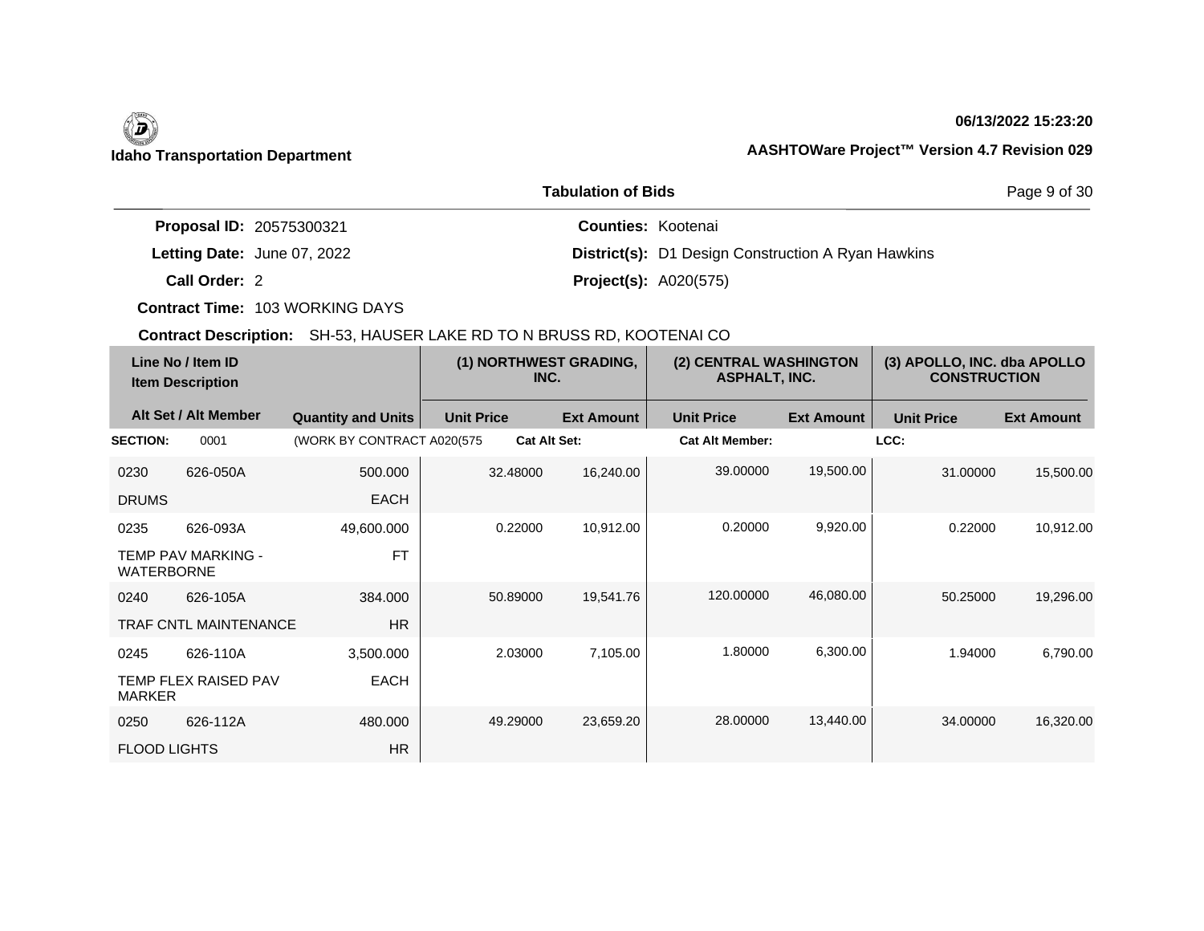**Idaho Transportation Department**

**06/13/2022 15:23:20**

**AASHTOWare Project™ Version 4.7 Revision 029**

## Tabulation of Bids

**Proposal ID:** 20575300321
**Letting Date:** June 07, 2022
**Call Order:** 2
**Contract Time:** 103 WORKING DAYS
**Counties:** Kootenai
**District(s):** D1 Design Construction A Ryan Hawkins
**Project(s):** A020(575)

**Contract Description:** SH-53, HAUSER LAKE RD TO N BRUSS RD, KOOTENAI CO

| Line No / Item ID | Item Description | Quantity and Units | (1) NORTHWEST GRADING, INC. | | (2) CENTRAL WASHINGTON ASPHALT, INC. | | (3) APOLLO, INC. dba APOLLO CONSTRUCTION | |
|---|---|---|---|---|---|---|---|---|
| Alt Set / Alt Member | | | Unit Price | Ext Amount | Unit Price | Ext Amount | Unit Price | Ext Amount |
| **SECTION:** 0001 | (WORK BY CONTRACT A020(575 | | **Cat Alt Set:** | | **Cat Alt Member:** | | **LCC:** | |
| 0230 626-050A | DRUMS | 500.000 EACH | 32.48000 | 16,240.00 | 39.00000 | 19,500.00 | 31.00000 | 15,500.00 |
| 0235 626-093A | TEMP PAV MARKING - WATERBORNE | 49,600.000 FT | 0.22000 | 10,912.00 | 0.20000 | 9,920.00 | 0.22000 | 10,912.00 |
| 0240 626-105A | TRAF CNTL MAINTENANCE | 384.000 HR | 50.89000 | 19,541.76 | 120.00000 | 46,080.00 | 50.25000 | 19,296.00 |
| 0245 626-110A | TEMP FLEX RAISED PAV MARKER | 3,500.000 EACH | 2.03000 | 7,105.00 | 1.80000 | 6,300.00 | 1.94000 | 6,790.00 |
| 0250 626-112A | FLOOD LIGHTS | 480.000 HR | 49.29000 | 23,659.20 | 28.00000 | 13,440.00 | 34.00000 | 16,320.00 |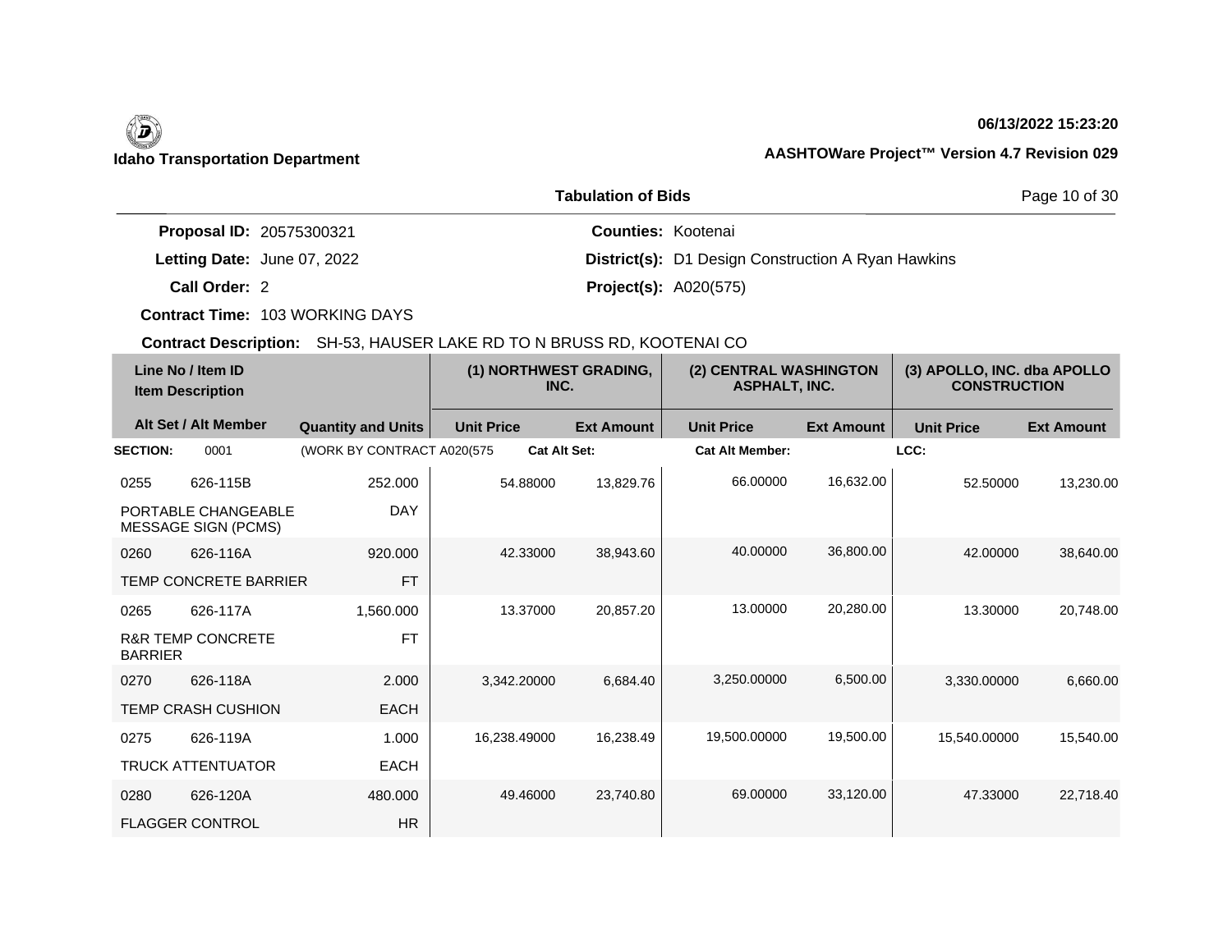Idaho Transportation Department

06/13/2022 15:23:20

AASHTOWare Project™ Version 4.7 Revision 029

## Tabulation of Bids

**Proposal ID:** 20575300321

**Letting Date:** June 07, 2022

**Call Order:** 2

**Contract Time:** 103 WORKING DAYS

**Counties:** Kootenai

**District(s):** D1 Design Construction A Ryan Hawkins

**Project(s):** A020(575)

**Contract Description:** SH-53, HAUSER LAKE RD TO N BRUSS RD, KOOTENAI CO

| Line No / Item ID | Item Description | Quantity and Units | (1) NORTHWEST GRADING, INC. | | (2) CENTRAL WASHINGTON ASPHALT, INC. | | (3) APOLLO, INC. dba APOLLO CONSTRUCTION | |
|---|---|---|---|---|---|---|---|---|
| Alt Set / Alt Member | | | Unit Price | Ext Amount | Unit Price | Ext Amount | Unit Price | Ext Amount |
| **SECTION:** 0001 | (WORK BY CONTRACT A020(575 | | **Cat Alt Set:** | | **Cat Alt Member:** | | **LCC:** | |
| 0255 626-115B | PORTABLE CHANGEABLE MESSAGE SIGN (PCMS) | 252.000 DAY | 54.88000 | 13,829.76 | 66.00000 | 16,632.00 | 52.50000 | 13,230.00 |
| 0260 626-116A | TEMP CONCRETE BARRIER | 920.000 FT | 42.33000 | 38,943.60 | 40.00000 | 36,800.00 | 42.00000 | 38,640.00 |
| 0265 626-117A | R&R TEMP CONCRETE BARRIER | 1,560.000 FT | 13.37000 | 20,857.20 | 13.00000 | 20,280.00 | 13.30000 | 20,748.00 |
| 0270 626-118A | TEMP CRASH CUSHION | 2.000 EACH | 3,342.20000 | 6,684.40 | 3,250.00000 | 6,500.00 | 3,330.00000 | 6,660.00 |
| 0275 626-119A | TRUCK ATTENTUATOR | 1.000 EACH | 16,238.49000 | 16,238.49 | 19,500.00000 | 19,500.00 | 15,540.00000 | 15,540.00 |
| 0280 626-120A | FLAGGER CONTROL | 480.000 HR | 49.46000 | 23,740.80 | 69.00000 | 33,120.00 | 47.33000 | 22,718.40 |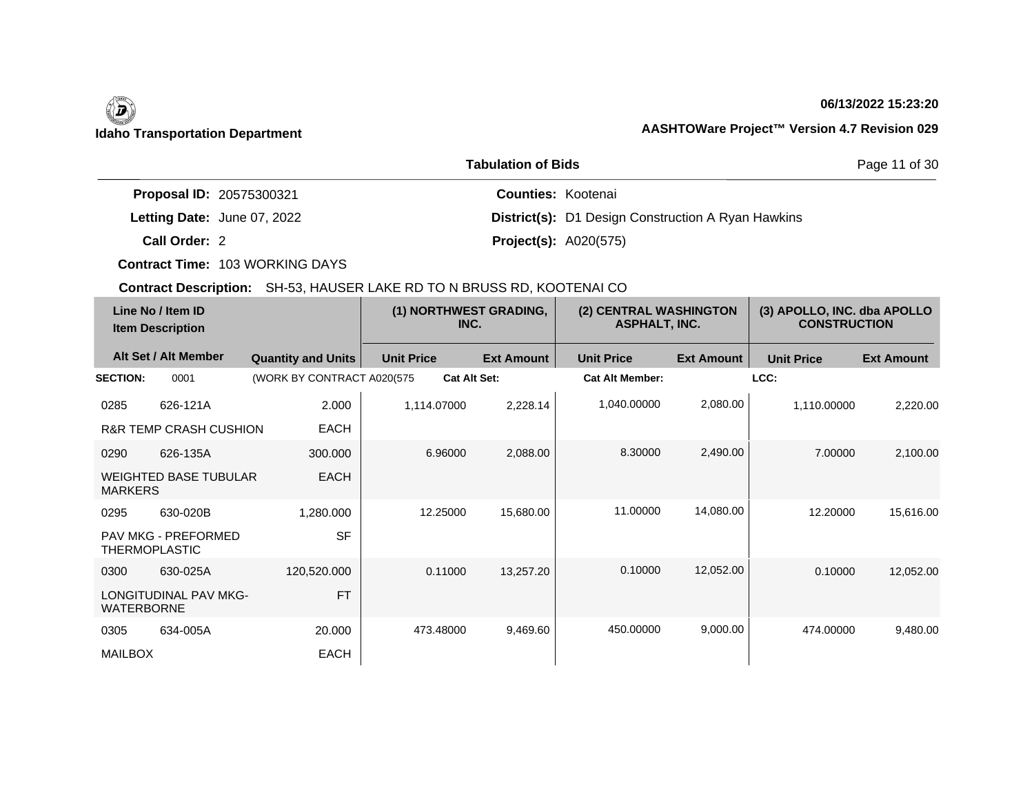**Idaho Transportation Department**

**06/13/2022 15:23:20**

**AASHTOWare Project™ Version 4.7 Revision 029**

## Tabulation of Bids

**Proposal ID:** 20575300321

**Letting Date:** June 07, 2022

**Call Order:** 2

**Contract Time:** 103 WORKING DAYS

**Counties:** Kootenai

**District(s):** D1 Design Construction A Ryan Hawkins

**Project(s):** A020(575)

**Contract Description:** SH-53, HAUSER LAKE RD TO N BRUSS RD, KOOTENAI CO

| Line No / Item ID | Item Description / Alt Set / Alt Member | Quantity and Units | (1) NORTHWEST GRADING, INC. Unit Price | (1) NORTHWEST GRADING, INC. Ext Amount | (2) CENTRAL WASHINGTON ASPHALT, INC. Unit Price | (2) CENTRAL WASHINGTON ASPHALT, INC. Ext Amount | (3) APOLLO, INC. dba APOLLO CONSTRUCTION Unit Price | (3) APOLLO, INC. dba APOLLO CONSTRUCTION Ext Amount |
|---|---|---|---|---|---|---|---|---|
| **SECTION:** 0001 | (WORK BY CONTRACT A020(575 | | **Cat Alt Set:** | | **Cat Alt Member:** | | **LCC:** | |
| 0285 626-121A | R&R TEMP CRASH CUSHION | 2.000 EACH | 1,114.07000 | 2,228.14 | 1,040.00000 | 2,080.00 | 1,110.00000 | 2,220.00 |
| 0290 626-135A | WEIGHTED BASE TUBULAR MARKERS | 300.000 EACH | 6.96000 | 2,088.00 | 8.30000 | 2,490.00 | 7.00000 | 2,100.00 |
| 0295 630-020B | PAV MKG - PREFORMED THERMOPLASTIC | 1,280.000 SF | 12.25000 | 15,680.00 | 11.00000 | 14,080.00 | 12.20000 | 15,616.00 |
| 0300 630-025A | LONGITUDINAL PAV MKG-WATERBORNE | 120,520.000 FT | 0.11000 | 13,257.20 | 0.10000 | 12,052.00 | 0.10000 | 12,052.00 |
| 0305 634-005A | MAILBOX | 20.000 EACH | 473.48000 | 9,469.60 | 450.00000 | 9,000.00 | 474.00000 | 9,480.00 |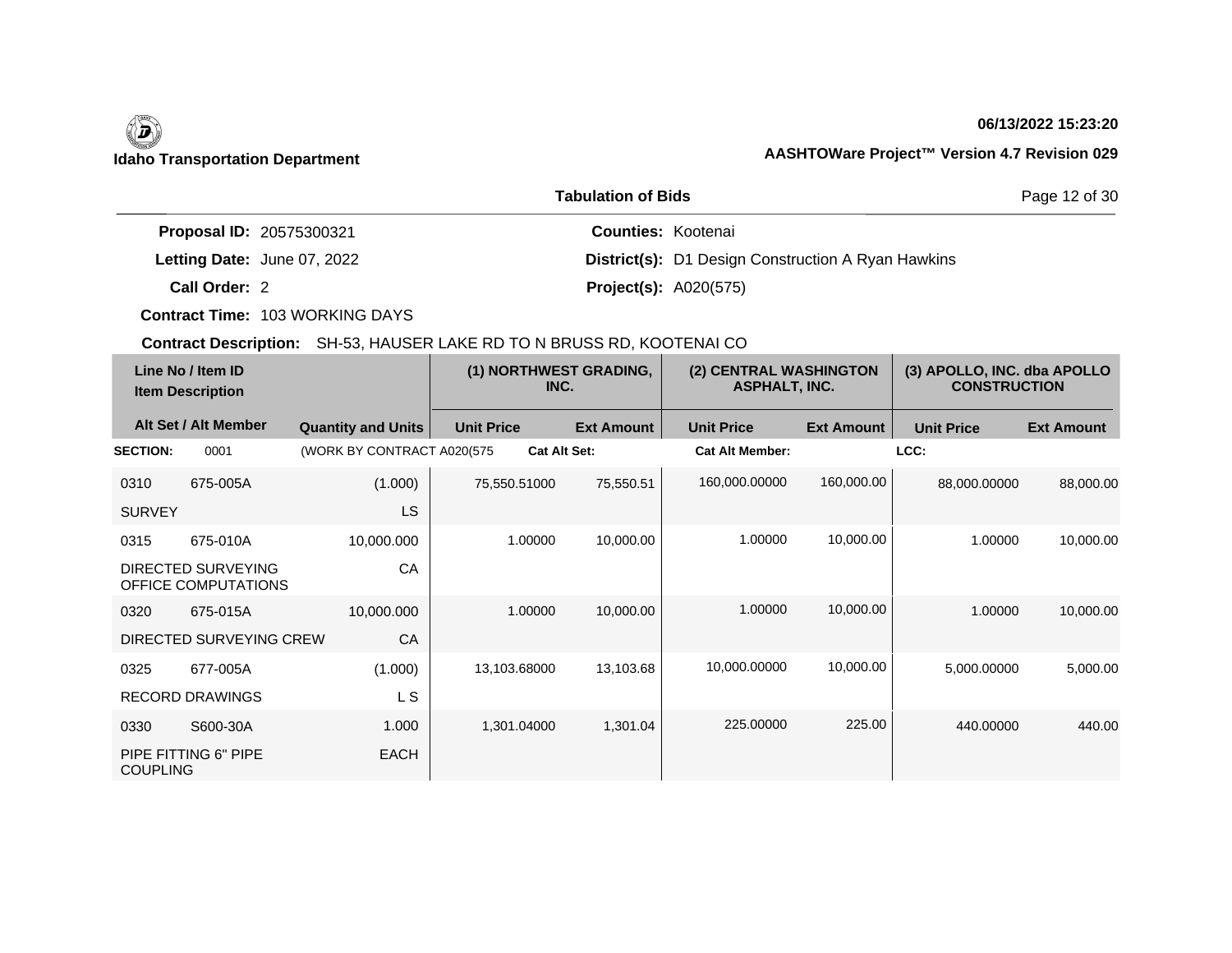**Idaho Transportation Department**

**06/13/2022 15:23:20**

**AASHTOWare Project™ Version 4.7 Revision 029**

## Tabulation of Bids

**Proposal ID:** 20575300321
**Letting Date:** June 07, 2022
**Call Order:** 2
**Contract Time:** 103 WORKING DAYS
**Contract Description:** SH-53, HAUSER LAKE RD TO N BRUSS RD, KOOTENAI CO

**Counties:** Kootenai
**District(s):** D1 Design Construction A Ryan Hawkins
**Project(s):** A020(575)

| Line No / Item ID / Item Description | | | (1) NORTHWEST GRADING, INC. | | (2) CENTRAL WASHINGTON ASPHALT, INC. | | (3) APOLLO, INC. dba APOLLO CONSTRUCTION | |
|---|---|---|---|---|---|---|---|---|
| Alt Set / Alt Member | | Quantity and Units | Unit Price | Ext Amount | Unit Price | Ext Amount | Unit Price | Ext Amount |
| **SECTION:** 0001 | | (WORK BY CONTRACT A020(575 | **Cat Alt Set:** | | **Cat Alt Member:** | | **LCC:** | |
| 0310 | 675-005A | (1.000) | 75,550.51000 | 75,550.51 | 160,000.00000 | 160,000.00 | 88,000.00000 | 88,000.00 |
| SURVEY | | LS | | | | | | |
| 0315 | 675-010A | 10,000.000 | 1.00000 | 10,000.00 | 1.00000 | 10,000.00 | 1.00000 | 10,000.00 |
| DIRECTED SURVEYING OFFICE COMPUTATIONS | | CA | | | | | | |
| 0320 | 675-015A | 10,000.000 | 1.00000 | 10,000.00 | 1.00000 | 10,000.00 | 1.00000 | 10,000.00 |
| DIRECTED SURVEYING CREW | | CA | | | | | | |
| 0325 | 677-005A | (1.000) | 13,103.68000 | 13,103.68 | 10,000.00000 | 10,000.00 | 5,000.00000 | 5,000.00 |
| RECORD DRAWINGS | | L S | | | | | | |
| 0330 | S600-30A | 1.000 | 1,301.04000 | 1,301.04 | 225.00000 | 225.00 | 440.00000 | 440.00 |
| PIPE FITTING 6" PIPE COUPLING | | EACH | | | | | | |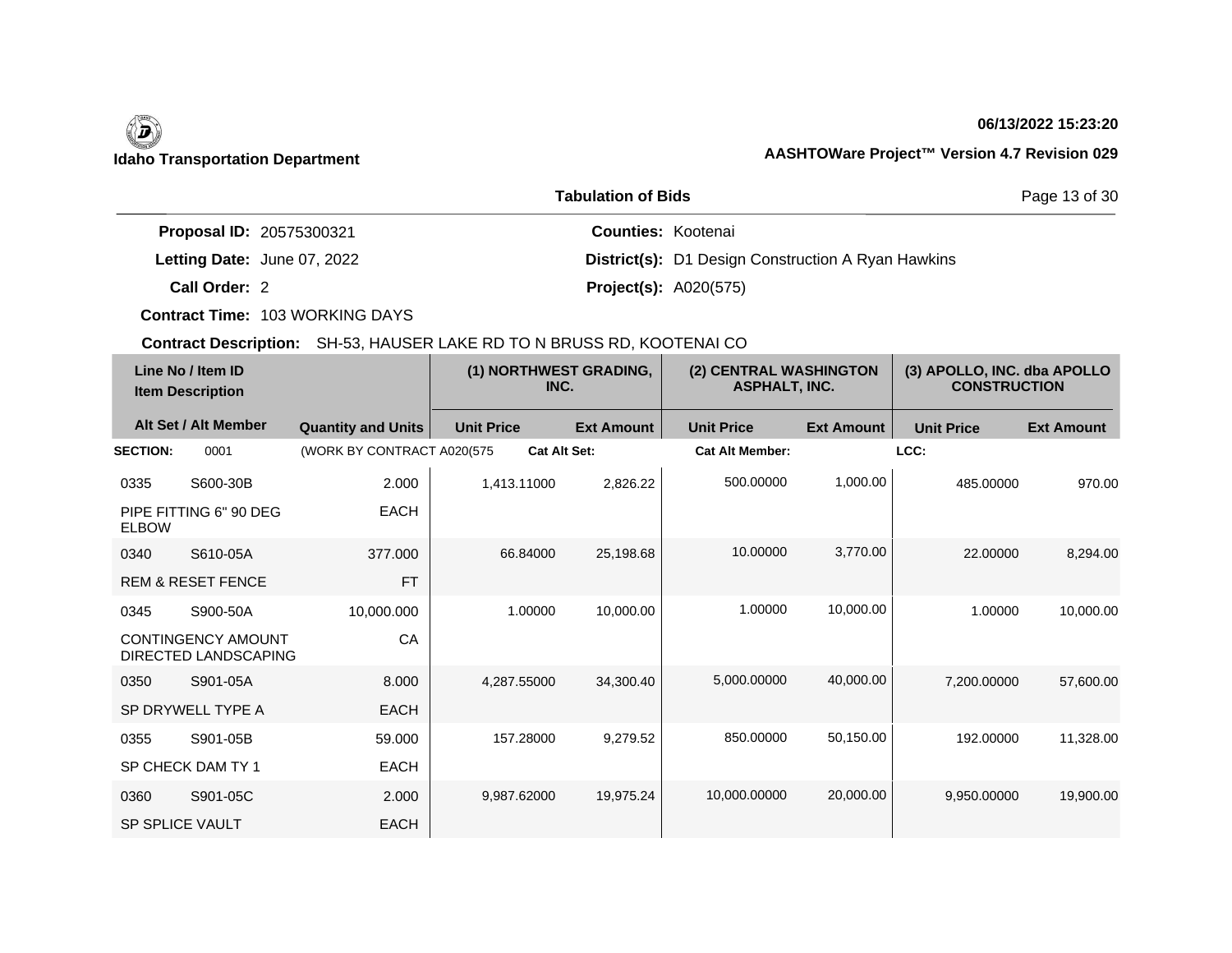**Idaho Transportation Department**

06/13/2022 15:23:20

AASHTOWare Project™ Version 4.7 Revision 029

## Tabulation of Bids

**Proposal ID:** 20575300321
**Letting Date:** June 07, 2022
**Call Order:** 2
**Contract Time:** 103 WORKING DAYS
**Contract Description:** SH-53, HAUSER LAKE RD TO N BRUSS RD, KOOTENAI CO

**Counties:** Kootenai
**District(s):** D1 Design Construction A Ryan Hawkins
**Project(s):** A020(575)

| Line No / Item ID / Item Description | | (1) NORTHWEST GRADING, INC. | | (2) CENTRAL WASHINGTON ASPHALT, INC. | | (3) APOLLO, INC. dba APOLLO CONSTRUCTION | |
|---|---|---|---|---|---|---|---|
| Alt Set / Alt Member | Quantity and Units | Unit Price | Ext Amount | Unit Price | Ext Amount | Unit Price | Ext Amount |
| **SECTION:** 0001 | (WORK BY CONTRACT A020(575 | **Cat Alt Set:** | | **Cat Alt Member:** | | **LCC:** | |
| 0335 S600-30B PIPE FITTING 6" 90 DEG ELBOW | 2.000 EACH | 1,413.11000 | 2,826.22 | 500.00000 | 1,000.00 | 485.00000 | 970.00 |
| 0340 S610-05A REM & RESET FENCE | 377.000 FT | 66.84000 | 25,198.68 | 10.00000 | 3,770.00 | 22.00000 | 8,294.00 |
| 0345 S900-50A CONTINGENCY AMOUNT DIRECTED LANDSCAPING | 10,000.000 CA | 1.00000 | 10,000.00 | 1.00000 | 10,000.00 | 1.00000 | 10,000.00 |
| 0350 S901-05A SP DRYWELL TYPE A | 8.000 EACH | 4,287.55000 | 34,300.40 | 5,000.00000 | 40,000.00 | 7,200.00000 | 57,600.00 |
| 0355 S901-05B SP CHECK DAM TY 1 | 59.000 EACH | 157.28000 | 9,279.52 | 850.00000 | 50,150.00 | 192.00000 | 11,328.00 |
| 0360 S901-05C SP SPLICE VAULT | 2.000 EACH | 9,987.62000 | 19,975.24 | 10,000.00000 | 20,000.00 | 9,950.00000 | 19,900.00 |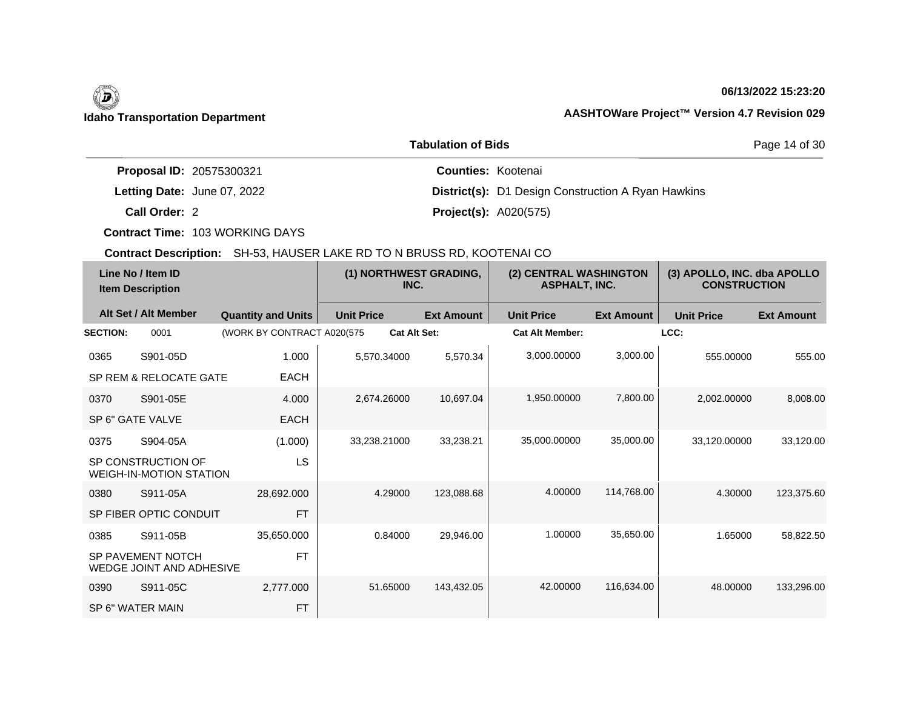**Idaho Transportation Department**

**06/13/2022 15:23:20**

**AASHTOWare Project™ Version 4.7 Revision 029**

**Tabulation of Bids**

**Proposal ID:** 20575300321
**Letting Date:** June 07, 2022
**Call Order:** 2
**Contract Time:** 103 WORKING DAYS

**Counties:** Kootenai
**District(s):** D1 Design Construction A Ryan Hawkins
**Project(s):** A020(575)

**Contract Description:** SH-53, HAUSER LAKE RD TO N BRUSS RD, KOOTENAI CO

| Line No / Item ID<br>Item Description | | | (1) NORTHWEST GRADING, INC. | | (2) CENTRAL WASHINGTON ASPHALT, INC. | | (3) APOLLO, INC. dba APOLLO CONSTRUCTION | |
|---|---|---|---|---|---|---|---|---|
| Alt Set / Alt Member | | Quantity and Units | Unit Price | Ext Amount | Unit Price | Ext Amount | Unit Price | Ext Amount |
| **SECTION:** | 0001 | (WORK BY CONTRACT A020(575 | **Cat Alt Set:** | | **Cat Alt Member:** | | **LCC:** | |
| 0365 | S901-05D | 1.000 | 5,570.34000 | 5,570.34 | 3,000.00000 | 3,000.00 | 555.00000 | 555.00 |
| SP REM & RELOCATE GATE | | EACH | | | | | | |
| 0370 | S901-05E | 4.000 | 2,674.26000 | 10,697.04 | 1,950.00000 | 7,800.00 | 2,002.00000 | 8,008.00 |
| SP 6" GATE VALVE | | EACH | | | | | | |
| 0375 | S904-05A | (1.000) | 33,238.21000 | 33,238.21 | 35,000.00000 | 35,000.00 | 33,120.00000 | 33,120.00 |
| SP CONSTRUCTION OF WEIGH-IN-MOTION STATION | | LS | | | | | | |
| 0380 | S911-05A | 28,692.000 | 4.29000 | 123,088.68 | 4.00000 | 114,768.00 | 4.30000 | 123,375.60 |
| SP FIBER OPTIC CONDUIT | | FT | | | | | | |
| 0385 | S911-05B | 35,650.000 | 0.84000 | 29,946.00 | 1.00000 | 35,650.00 | 1.65000 | 58,822.50 |
| SP PAVEMENT NOTCH WEDGE JOINT AND ADHESIVE | | FT | | | | | | |
| 0390 | S911-05C | 2,777.000 | 51.65000 | 143,432.05 | 42.00000 | 116,634.00 | 48.00000 | 133,296.00 |
| SP 6" WATER MAIN | | FT | | | | | | |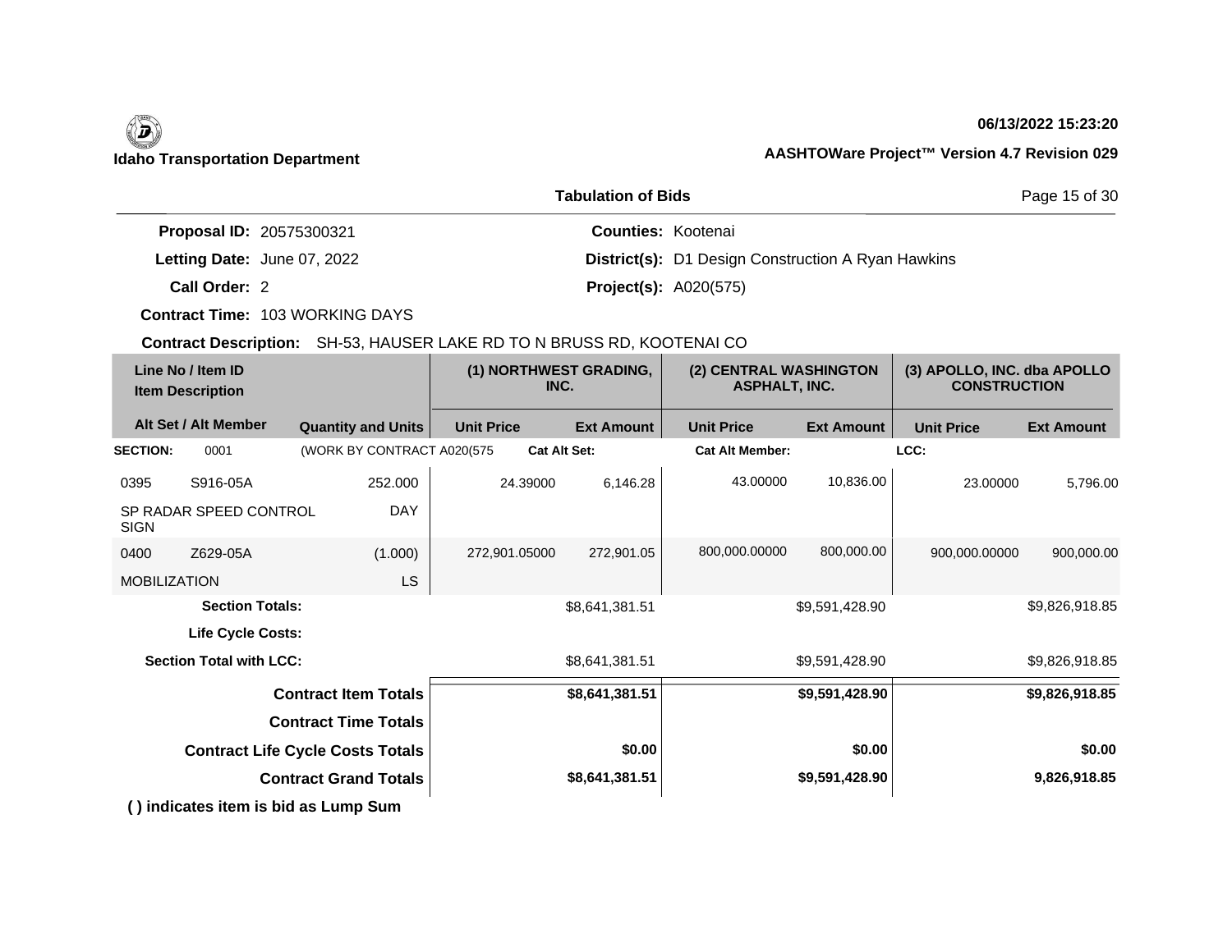Idaho Transportation Department

06/13/2022 15:23:20

AASHTOWare Project™ Version 4.7 Revision 029

## Tabulation of Bids

**Proposal ID:** 20575300321

**Letting Date:** June 07, 2022

**Call Order:** 2

**Contract Time:** 103 WORKING DAYS

**Counties:** Kootenai

**District(s):** D1 Design Construction A Ryan Hawkins

**Project(s):** A020(575)

**Contract Description:** SH-53, HAUSER LAKE RD TO N BRUSS RD, KOOTENAI CO

| Line No / Item ID | Item Description | Quantity and Units | (1) NORTHWEST GRADING, INC. | | (2) CENTRAL WASHINGTON ASPHALT, INC. | | (3) APOLLO, INC. dba APOLLO CONSTRUCTION | |
|---|---|---|---|---|---|---|---|---|
| Alt Set / Alt Member | | | Unit Price | Ext Amount | Unit Price | Ext Amount | Unit Price | Ext Amount |
| **SECTION:** 0001 | | (WORK BY CONTRACT A020(575 | **Cat Alt Set:** | | **Cat Alt Member:** | | **LCC:** | |
| 0395 S916-05A | SP RADAR SPEED CONTROL SIGN | 252.000 DAY | 24.39000 | 6,146.28 | 43.00000 | 10,836.00 | 23.00000 | 5,796.00 |
| 0400 Z629-05A | MOBILIZATION | (1.000) LS | 272,901.05000 | 272,901.05 | 800,000.00000 | 800,000.00 | 900,000.00000 | 900,000.00 |
| **Section Totals:** | | | | $8,641,381.51 | | $9,591,428.90 | | $9,826,918.85 |
| **Life Cycle Costs:** | | | | | | | | |
| **Section Total with LCC:** | | | | $8,641,381.51 | | $9,591,428.90 | | $9,826,918.85 |
| **Contract Item Totals** | | | | **$8,641,381.51** | | **$9,591,428.90** | | **$9,826,918.85** |
| **Contract Time Totals** | | | | | | | | |
| **Contract Life Cycle Costs Totals** | | | | **$0.00** | | **$0.00** | | **$0.00** |
| **Contract Grand Totals** | | | | **$8,641,381.51** | | **$9,591,428.90** | | **9,826,918.85** |

**( ) indicates item is bid as Lump Sum**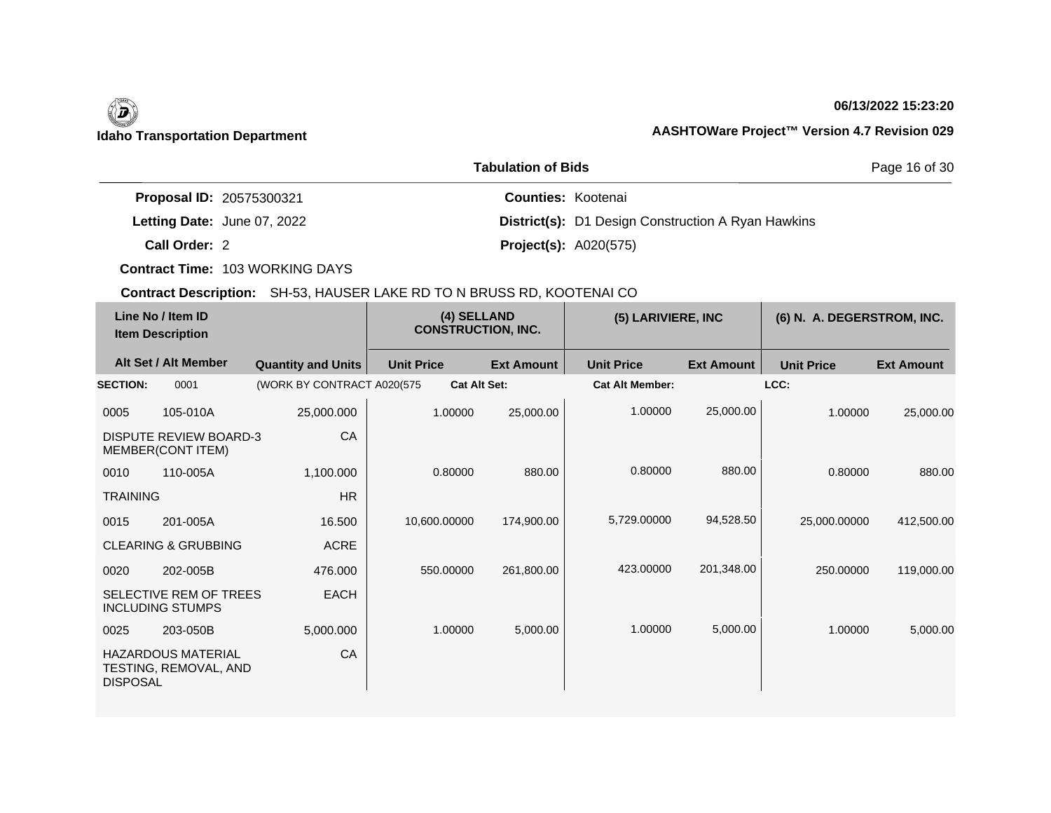**Idaho Transportation Department**

**06/13/2022 15:23:20**

**AASHTOWare Project™ Version 4.7 Revision 029**

## Tabulation of Bids

**Proposal ID:** 20575300321
**Letting Date:** June 07, 2022
**Call Order:** 2
**Contract Time:** 103 WORKING DAYS
**Counties:** Kootenai
**District(s):** D1 Design Construction A Ryan Hawkins
**Project(s):** A020(575)

**Contract Description:** SH-53, HAUSER LAKE RD TO N BRUSS RD, KOOTENAI CO

| Line No / Item ID | Item Description | Quantity and Units | (4) SELLAND CONSTRUCTION, INC. Unit Price | (4) SELLAND CONSTRUCTION, INC. Ext Amount | (5) LARIVIERE, INC Unit Price | (5) LARIVIERE, INC Ext Amount | (6) N. A. DEGERSTROM, INC. Unit Price | (6) N. A. DEGERSTROM, INC. Ext Amount |
|---|---|---|---|---|---|---|---|---|
| **SECTION:** 0001 | (WORK BY CONTRACT A020(575 | | **Cat Alt Set:** | | **Cat Alt Member:** | | **LCC:** | |
| 0005 105-010A | DISPUTE REVIEW BOARD-3 MEMBER(CONT ITEM) | 25,000.000 CA | 1.00000 | 25,000.00 | 1.00000 | 25,000.00 | 1.00000 | 25,000.00 |
| 0010 110-005A | TRAINING | 1,100.000 HR | 0.80000 | 880.00 | 0.80000 | 880.00 | 0.80000 | 880.00 |
| 0015 201-005A | CLEARING & GRUBBING | 16.500 ACRE | 10,600.00000 | 174,900.00 | 5,729.00000 | 94,528.50 | 25,000.00000 | 412,500.00 |
| 0020 202-005B | SELECTIVE REM OF TREES INCLUDING STUMPS | 476.000 EACH | 550.00000 | 261,800.00 | 423.00000 | 201,348.00 | 250.00000 | 119,000.00 |
| 0025 203-050B | HAZARDOUS MATERIAL TESTING, REMOVAL, AND DISPOSAL | 5,000.000 CA | 1.00000 | 5,000.00 | 1.00000 | 5,000.00 | 1.00000 | 5,000.00 |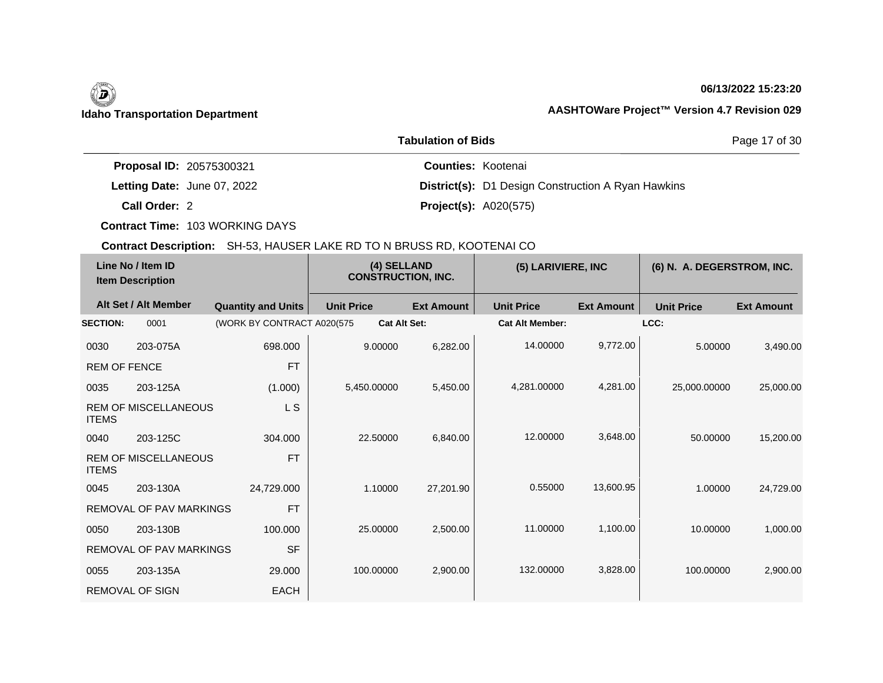## Idaho Transportation Department

06/13/2022 15:23:20

AASHTOWare Project™ Version 4.7 Revision 029

### Tabulation of Bids

**Proposal ID:** 20575300321  
**Letting Date:** June 07, 2022  
**Call Order:** 2  
**Contract Time:** 103 WORKING DAYS  

**Counties:** Kootenai  
**District(s):** D1 Design Construction A Ryan Hawkins  
**Project(s):** A020(575)  

**Contract Description:** SH-53, HAUSER LAKE RD TO N BRUSS RD, KOOTENAI CO

| Line No / Item ID | Item Description | Quantity and Units | (4) SELLAND CONSTRUCTION, INC. Unit Price | Ext Amount | (5) LARIVIERE, INC Unit Price | Ext Amount | (6) N. A. DEGERSTROM, INC. Unit Price | Ext Amount |
|---|---|---|---|---|---|---|---|---|
| **SECTION:** 0001 | (WORK BY CONTRACT A020(575 | | Cat Alt Set: | | Cat Alt Member: | | LCC: | |
| 0030 203-075A | REM OF FENCE | 698.000 FT | 9.00000 | 6,282.00 | 14.00000 | 9,772.00 | 5.00000 | 3,490.00 |
| 0035 203-125A | REM OF MISCELLANEOUS ITEMS | (1.000) L S | 5,450.00000 | 5,450.00 | 4,281.00000 | 4,281.00 | 25,000.00000 | 25,000.00 |
| 0040 203-125C | REM OF MISCELLANEOUS ITEMS | 304.000 FT | 22.50000 | 6,840.00 | 12.00000 | 3,648.00 | 50.00000 | 15,200.00 |
| 0045 203-130A | REMOVAL OF PAV MARKINGS | 24,729.000 FT | 1.10000 | 27,201.90 | 0.55000 | 13,600.95 | 1.00000 | 24,729.00 |
| 0050 203-130B | REMOVAL OF PAV MARKINGS | 100.000 SF | 25.00000 | 2,500.00 | 11.00000 | 1,100.00 | 10.00000 | 1,000.00 |
| 0055 203-135A | REMOVAL OF SIGN | 29.000 EACH | 100.00000 | 2,900.00 | 132.00000 | 3,828.00 | 100.00000 | 2,900.00 |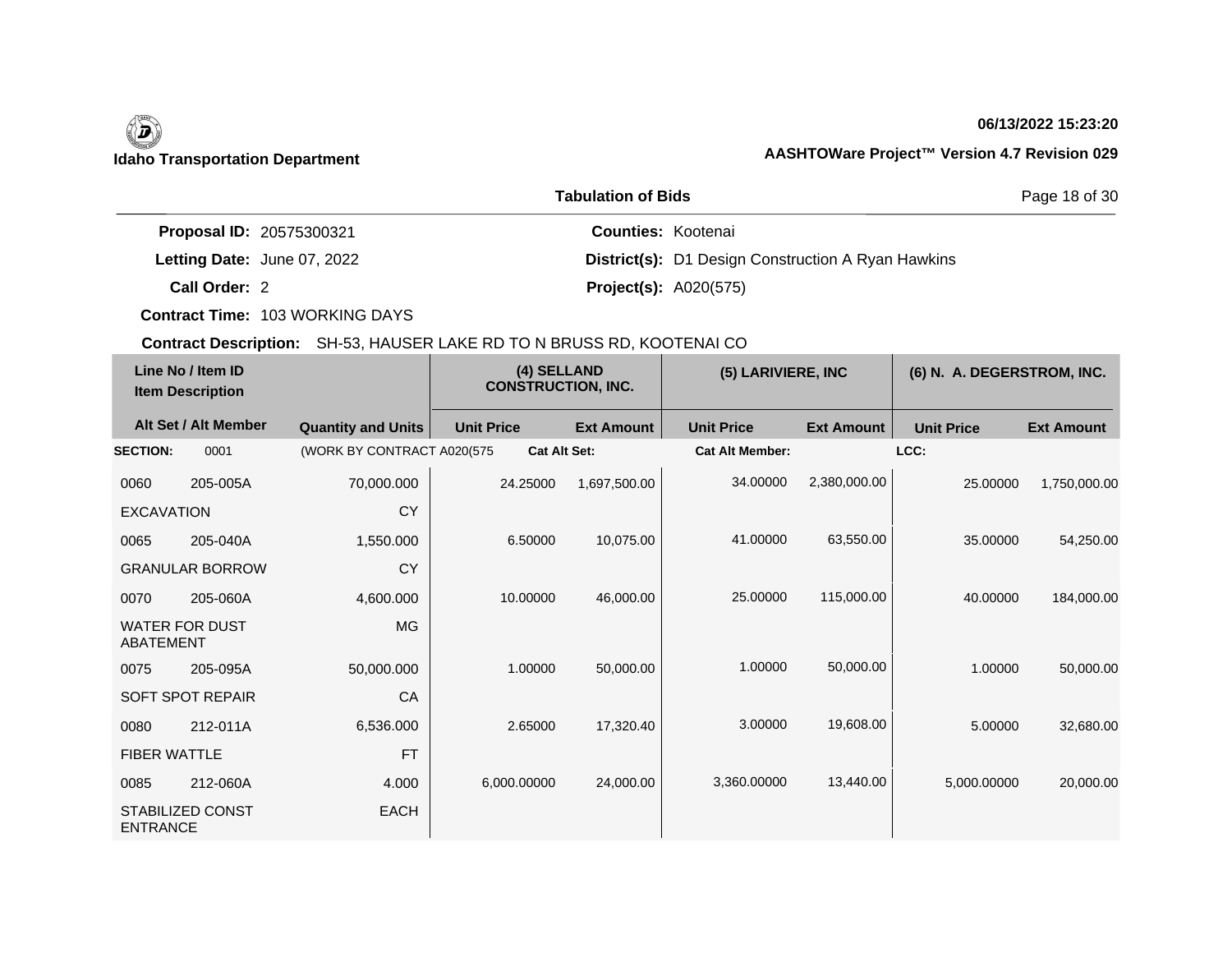**Idaho Transportation Department**

**06/13/2022 15:23:20**

**AASHTOWare Project™ Version 4.7 Revision 029**

**Tabulation of Bids**

**Proposal ID:** 20575300321
**Letting Date:** June 07, 2022
**Call Order:** 2
**Contract Time:** 103 WORKING DAYS

**Counties:** Kootenai
**District(s):** D1 Design Construction A Ryan Hawkins
**Project(s):** A020(575)

**Contract Description:** SH-53, HAUSER LAKE RD TO N BRUSS RD, KOOTENAI CO

| Line No / Item ID | Item Description | Quantity and Units | (4) SELLAND CONSTRUCTION, INC. Unit Price | Ext Amount | (5) LARIVIERE, INC Unit Price | Ext Amount | (6) N. A. DEGERSTROM, INC. Unit Price | Ext Amount |
|---|---|---|---|---|---|---|---|---|
| **SECTION:** 0001 | | (WORK BY CONTRACT A020(575 | Cat Alt Set: | | Cat Alt Member: | | LCC: | |
| 0060 205-005A | EXCAVATION | 70,000.000 CY | 24.25000 | 1,697,500.00 | 34.00000 | 2,380,000.00 | 25.00000 | 1,750,000.00 |
| 0065 205-040A | GRANULAR BORROW | 1,550.000 CY | 6.50000 | 10,075.00 | 41.00000 | 63,550.00 | 35.00000 | 54,250.00 |
| 0070 205-060A | WATER FOR DUST ABATEMENT | 4,600.000 MG | 10.00000 | 46,000.00 | 25.00000 | 115,000.00 | 40.00000 | 184,000.00 |
| 0075 205-095A | SOFT SPOT REPAIR | 50,000.000 CA | 1.00000 | 50,000.00 | 1.00000 | 50,000.00 | 1.00000 | 50,000.00 |
| 0080 212-011A | FIBER WATTLE | 6,536.000 FT | 2.65000 | 17,320.40 | 3.00000 | 19,608.00 | 5.00000 | 32,680.00 |
| 0085 212-060A | STABILIZED CONST ENTRANCE | 4.000 EACH | 6,000.00000 | 24,000.00 | 3,360.00000 | 13,440.00 | 5,000.00000 | 20,000.00 |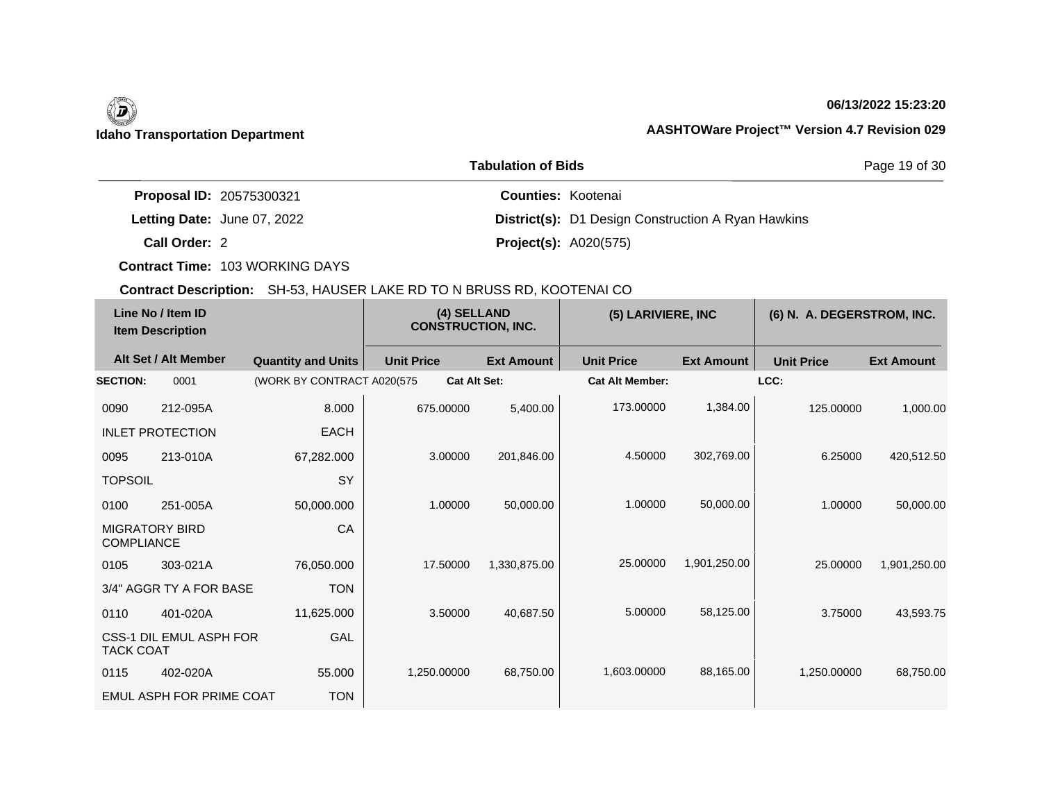**Idaho Transportation Department**

**06/13/2022 15:23:20**

**AASHTOWare Project™ Version 4.7 Revision 029**

## Tabulation of Bids

**Proposal ID:** 20575300321
**Letting Date:** June 07, 2022
**Call Order:** 2
**Contract Time:** 103 WORKING DAYS

**Counties:** Kootenai
**District(s):** D1 Design Construction A Ryan Hawkins
**Project(s):** A020(575)

**Contract Description:** SH-53, HAUSER LAKE RD TO N BRUSS RD, KOOTENAI CO

| Line No / Item ID | Item Description | Quantity and Units | (4) SELLAND CONSTRUCTION, INC. | | (5) LARIVIERE, INC | | (6) N. A. DEGERSTROM, INC. | |
|---|---|---|---|---|---|---|---|---|
| Alt Set / Alt Member | | | Unit Price | Ext Amount | Unit Price | Ext Amount | Unit Price | Ext Amount |
| **SECTION:** 0001 | (WORK BY CONTRACT A020(575 | | **Cat Alt Set:** | | **Cat Alt Member:** | | **LCC:** | |
| 0090 212-095A | INLET PROTECTION | 8.000 EACH | 675.00000 | 5,400.00 | 173.00000 | 1,384.00 | 125.00000 | 1,000.00 |
| 0095 213-010A | TOPSOIL | 67,282.000 SY | 3.00000 | 201,846.00 | 4.50000 | 302,769.00 | 6.25000 | 420,512.50 |
| 0100 251-005A | MIGRATORY BIRD COMPLIANCE | 50,000.000 CA | 1.00000 | 50,000.00 | 1.00000 | 50,000.00 | 1.00000 | 50,000.00 |
| 0105 303-021A | 3/4" AGGR TY A FOR BASE | 76,050.000 TON | 17.50000 | 1,330,875.00 | 25.00000 | 1,901,250.00 | 25.00000 | 1,901,250.00 |
| 0110 401-020A | CSS-1 DIL EMUL ASPH FOR TACK COAT | 11,625.000 GAL | 3.50000 | 40,687.50 | 5.00000 | 58,125.00 | 3.75000 | 43,593.75 |
| 0115 402-020A | EMUL ASPH FOR PRIME COAT | 55.000 TON | 1,250.00000 | 68,750.00 | 1,603.00000 | 88,165.00 | 1,250.00000 | 68,750.00 |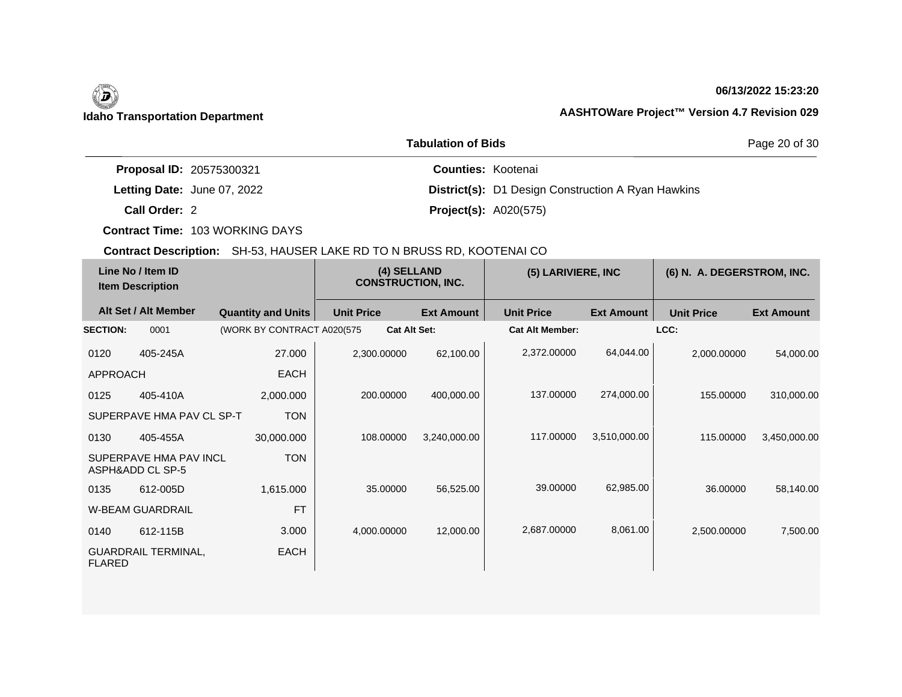**Idaho Transportation Department**

**06/13/2022 15:23:20**

**AASHTOWare Project™ Version 4.7 Revision 029**

## Tabulation of Bids

| | | | |
|---|---|---|---|
| **Proposal ID:** | 20575300321 | **Counties:** | Kootenai |
| **Letting Date:** | June 07, 2022 | **District(s):** | D1 Design Construction A Ryan Hawkins |
| **Call Order:** | 2 | **Project(s):** | A020(575) |
| **Contract Time:** | 103 WORKING DAYS | | |

**Contract Description:** SH-53, HAUSER LAKE RD TO N BRUSS RD, KOOTENAI CO

| Line No / Item ID | Item Description | Quantity and Units | (4) SELLAND CONSTRUCTION, INC. Unit Price | (4) SELLAND CONSTRUCTION, INC. Ext Amount | (5) LARIVIERE, INC Unit Price | (5) LARIVIERE, INC Ext Amount | (6) N. A. DEGERSTROM, INC. Unit Price | (6) N. A. DEGERSTROM, INC. Ext Amount |
|---|---|---|---|---|---|---|---|---|
| **SECTION:** 0001 | (WORK BY CONTRACT A020(575 | **Cat Alt Set:** | | | **Cat Alt Member:** | | **LCC:** | |
| 0120 405-245A | APPROACH | 27.000 EACH | 2,300.00000 | 62,100.00 | 2,372.00000 | 64,044.00 | 2,000.00000 | 54,000.00 |
| 0125 405-410A | SUPERPAVE HMA PAV CL SP-T | 2,000.000 TON | 200.00000 | 400,000.00 | 137.00000 | 274,000.00 | 155.00000 | 310,000.00 |
| 0130 405-455A | SUPERPAVE HMA PAV INCL ASPH&ADD CL SP-5 | 30,000.000 TON | 108.00000 | 3,240,000.00 | 117.00000 | 3,510,000.00 | 115.00000 | 3,450,000.00 |
| 0135 612-005D | W-BEAM GUARDRAIL | 1,615.000 FT | 35.00000 | 56,525.00 | 39.00000 | 62,985.00 | 36.00000 | 58,140.00 |
| 0140 612-115B | GUARDRAIL TERMINAL, FLARED | 3.000 EACH | 4,000.00000 | 12,000.00 | 2,687.00000 | 8,061.00 | 2,500.00000 | 7,500.00 |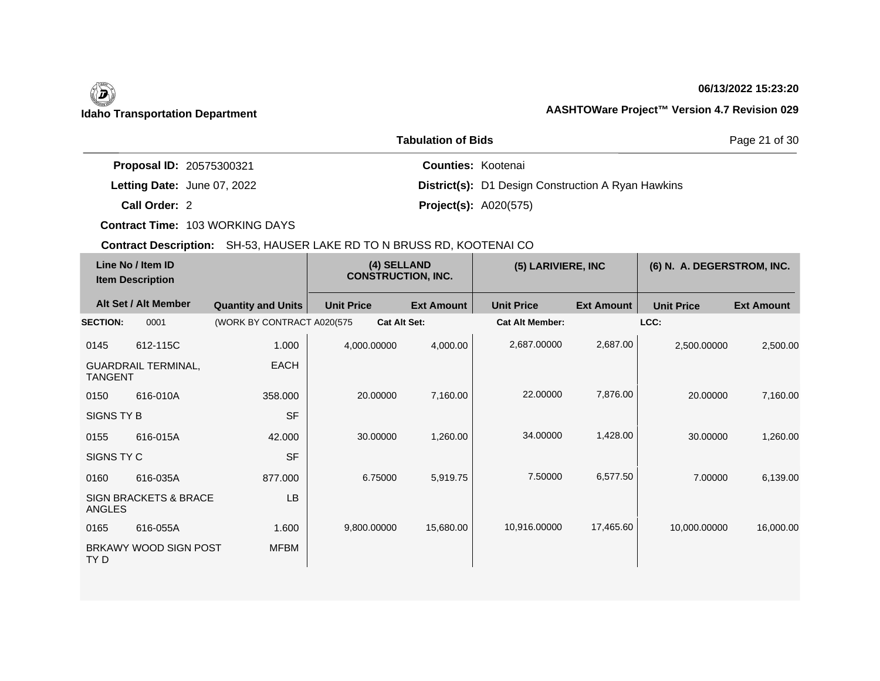**Idaho Transportation Department**

**06/13/2022 15:23:20**

**AASHTOWare Project™ Version 4.7 Revision 029**

## Tabulation of Bids

**Proposal ID:** 20575300321
**Letting Date:** June 07, 2022
**Call Order:** 2
**Contract Time:** 103 WORKING DAYS
**Counties:** Kootenai
**District(s):** D1 Design Construction A Ryan Hawkins
**Project(s):** A020(575)

**Contract Description:** SH-53, HAUSER LAKE RD TO N BRUSS RD, KOOTENAI CO

| Line No / Item ID | | | (4) SELLAND CONSTRUCTION, INC. | | (5) LARIVIERE, INC | | (6) N. A. DEGERSTROM, INC. | |
|---|---|---|---|---|---|---|---|---|
| Item Description | | | | | | | | |
| Alt Set / Alt Member | | Quantity and Units | Unit Price | Ext Amount | Unit Price | Ext Amount | Unit Price | Ext Amount |
| **SECTION:** | 0001 | (WORK BY CONTRACT A020(575 | **Cat Alt Set:** | | **Cat Alt Member:** | | **LCC:** | |
| 0145 | 612-115C | 1.000 | 4,000.00000 | 4,000.00 | 2,687.00000 | 2,687.00 | 2,500.00000 | 2,500.00 |
| GUARDRAIL TERMINAL, TANGENT | | EACH | | | | | | |
| 0150 | 616-010A | 358.000 | 20.00000 | 7,160.00 | 22.00000 | 7,876.00 | 20.00000 | 7,160.00 |
| SIGNS TY B | | SF | | | | | | |
| 0155 | 616-015A | 42.000 | 30.00000 | 1,260.00 | 34.00000 | 1,428.00 | 30.00000 | 1,260.00 |
| SIGNS TY C | | SF | | | | | | |
| 0160 | 616-035A | 877.000 | 6.75000 | 5,919.75 | 7.50000 | 6,577.50 | 7.00000 | 6,139.00 |
| SIGN BRACKETS & BRACE ANGLES | | LB | | | | | | |
| 0165 | 616-055A | 1.600 | 9,800.00000 | 15,680.00 | 10,916.00000 | 17,465.60 | 10,000.00000 | 16,000.00 |
| BRKAWY WOOD SIGN POST TY D | | MFBM | | | | | | |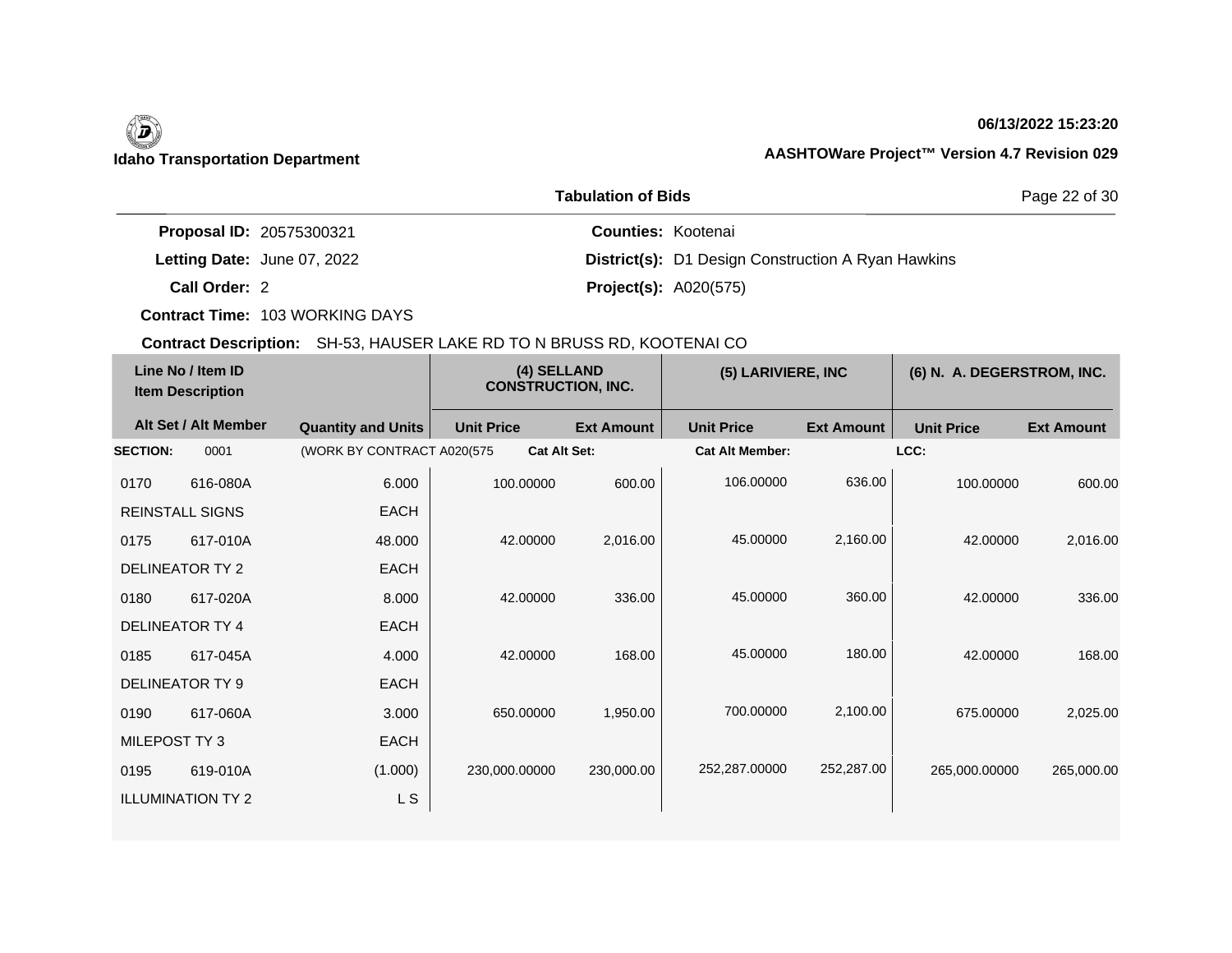**Idaho Transportation Department**

**06/13/2022 15:23:20**

**AASHTOWare Project™ Version 4.7 Revision 029**

**Tabulation of Bids**

**Proposal ID:** 20575300321
**Letting Date:** June 07, 2022
**Call Order:** 2
**Contract Time:** 103 WORKING DAYS

**Counties:** Kootenai
**District(s):** D1 Design Construction A Ryan Hawkins
**Project(s):** A020(575)

**Contract Description:** SH-53, HAUSER LAKE RD TO N BRUSS RD, KOOTENAI CO

| Line No / Item ID | Item Description | Quantity and Units | (4) SELLAND CONSTRUCTION, INC. | | (5) LARIVIERE, INC | | (6) N. A. DEGERSTROM, INC. | |
|---|---|---|---|---|---|---|---|---|
| Alt Set / Alt Member | | | Unit Price | Ext Amount | Unit Price | Ext Amount | Unit Price | Ext Amount |
| **SECTION:** 0001 | | (WORK BY CONTRACT A020(575 | **Cat Alt Set:** | | **Cat Alt Member:** | | **LCC:** | |
| 0170 616-080A | REINSTALL SIGNS | 6.000 EACH | 100.00000 | 600.00 | 106.00000 | 636.00 | 100.00000 | 600.00 |
| 0175 617-010A | DELINEATOR TY 2 | 48.000 EACH | 42.00000 | 2,016.00 | 45.00000 | 2,160.00 | 42.00000 | 2,016.00 |
| 0180 617-020A | DELINEATOR TY 4 | 8.000 EACH | 42.00000 | 336.00 | 45.00000 | 360.00 | 42.00000 | 336.00 |
| 0185 617-045A | DELINEATOR TY 9 | 4.000 EACH | 42.00000 | 168.00 | 45.00000 | 180.00 | 42.00000 | 168.00 |
| 0190 617-060A | MILEPOST TY 3 | 3.000 EACH | 650.00000 | 1,950.00 | 700.00000 | 2,100.00 | 675.00000 | 2,025.00 |
| 0195 619-010A | ILLUMINATION TY 2 | (1.000) L S | 230,000.00000 | 230,000.00 | 252,287.00000 | 252,287.00 | 265,000.00000 | 265,000.00 |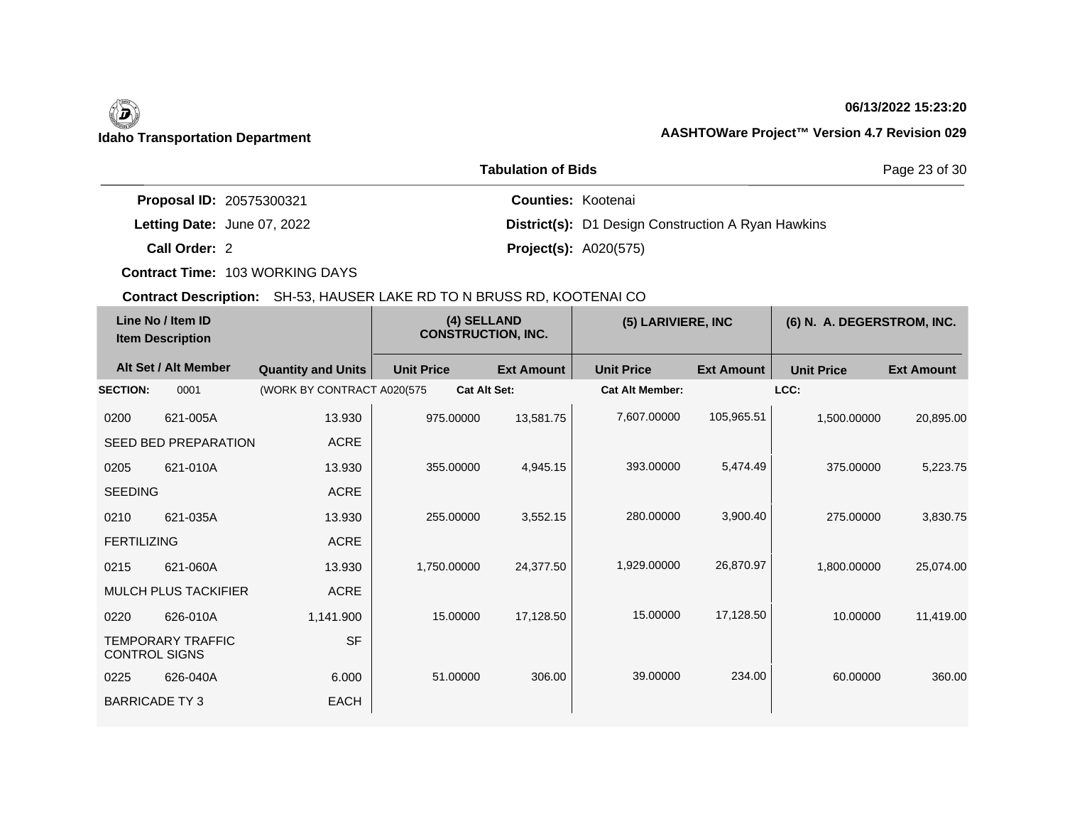**Idaho Transportation Department**

06/13/2022 15:23:20

AASHTOWare Project™ Version 4.7 Revision 029

## Tabulation of Bids

**Proposal ID:** 20575300321
**Letting Date:** June 07, 2022
**Call Order:** 2
**Contract Time:** 103 WORKING DAYS

**Counties:** Kootenai
**District(s):** D1 Design Construction A Ryan Hawkins
**Project(s):** A020(575)

**Contract Description:** SH-53, HAUSER LAKE RD TO N BRUSS RD, KOOTENAI CO

| Line No / Item ID | Item Description | Quantity and Units | (4) SELLAND CONSTRUCTION, INC. | | (5) LARIVIERE, INC | | (6) N. A. DEGERSTROM, INC. | |
|---|---|---|---|---|---|---|---|---|
| Alt Set / Alt Member | | | Unit Price | Ext Amount | Unit Price | Ext Amount | Unit Price | Ext Amount |
| **SECTION:** 0001 | | (WORK BY CONTRACT A020(575 | Cat Alt Set: | | Cat Alt Member: | | LCC: | |
| 0200 621-005A | SEED BED PREPARATION | 13.930 ACRE | 975.00000 | 13,581.75 | 7,607.00000 | 105,965.51 | 1,500.00000 | 20,895.00 |
| 0205 621-010A | SEEDING | 13.930 ACRE | 355.00000 | 4,945.15 | 393.00000 | 5,474.49 | 375.00000 | 5,223.75 |
| 0210 621-035A | FERTILIZING | 13.930 ACRE | 255.00000 | 3,552.15 | 280.00000 | 3,900.40 | 275.00000 | 3,830.75 |
| 0215 621-060A | MULCH PLUS TACKIFIER | 13.930 ACRE | 1,750.00000 | 24,377.50 | 1,929.00000 | 26,870.97 | 1,800.00000 | 25,074.00 |
| 0220 626-010A | TEMPORARY TRAFFIC CONTROL SIGNS | 1,141.900 SF | 15.00000 | 17,128.50 | 15.00000 | 17,128.50 | 10.00000 | 11,419.00 |
| 0225 626-040A | BARRICADE TY 3 | 6.000 EACH | 51.00000 | 306.00 | 39.00000 | 234.00 | 60.00000 | 360.00 |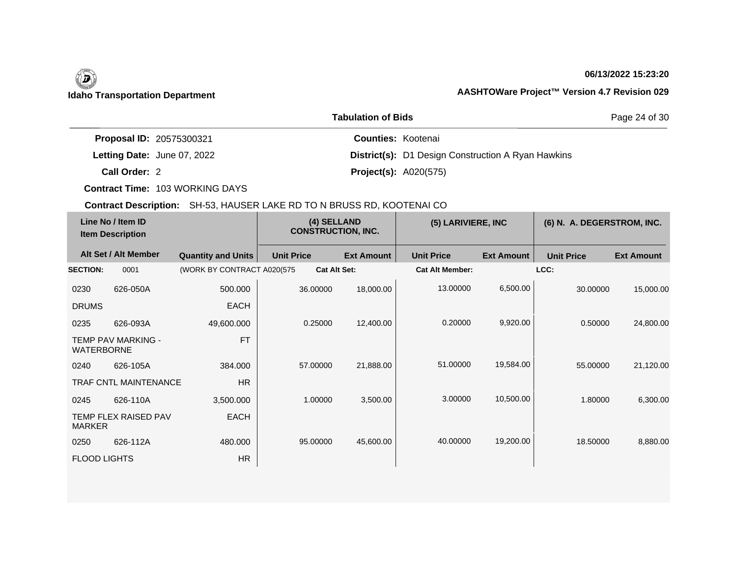Idaho Transportation Department

06/13/2022 15:23:20

AASHTOWare Project™ Version 4.7 Revision 029

## Tabulation of Bids

**Proposal ID:** 20575300321

**Letting Date:** June 07, 2022

**Call Order:** 2

**Contract Time:** 103 WORKING DAYS

**Counties:** Kootenai

**District(s):** D1 Design Construction A Ryan Hawkins

**Project(s):** A020(575)

**Contract Description:** SH-53, HAUSER LAKE RD TO N BRUSS RD, KOOTENAI CO

| Line No / Item ID | Item Description | Alt Set / Alt Member | Quantity and Units | (4) SELLAND CONSTRUCTION, INC. Unit Price | (4) SELLAND CONSTRUCTION, INC. Ext Amount | (5) LARIVIERE, INC Unit Price | (5) LARIVIERE, INC Ext Amount | (6) N. A. DEGERSTROM, INC. Unit Price | (6) N. A. DEGERSTROM, INC. Ext Amount |
|---|---|---|---|---|---|---|---|---|---|
| **SECTION:** 0001 | (WORK BY CONTRACT A020(575 | | | **Cat Alt Set:** | | **Cat Alt Member:** | | **LCC:** | |
| 0230 626-050A | DRUMS | | 500.000 EACH | 36.00000 | 18,000.00 | 13.00000 | 6,500.00 | 30.00000 | 15,000.00 |
| 0235 626-093A | TEMP PAV MARKING - WATERBORNE | | 49,600.000 FT | 0.25000 | 12,400.00 | 0.20000 | 9,920.00 | 0.50000 | 24,800.00 |
| 0240 626-105A | TRAF CNTL MAINTENANCE | | 384.000 HR | 57.00000 | 21,888.00 | 51.00000 | 19,584.00 | 55.00000 | 21,120.00 |
| 0245 626-110A | TEMP FLEX RAISED PAV MARKER | | 3,500.000 EACH | 1.00000 | 3,500.00 | 3.00000 | 10,500.00 | 1.80000 | 6,300.00 |
| 0250 626-112A | FLOOD LIGHTS | | 480.000 HR | 95.00000 | 45,600.00 | 40.00000 | 19,200.00 | 18.50000 | 8,880.00 |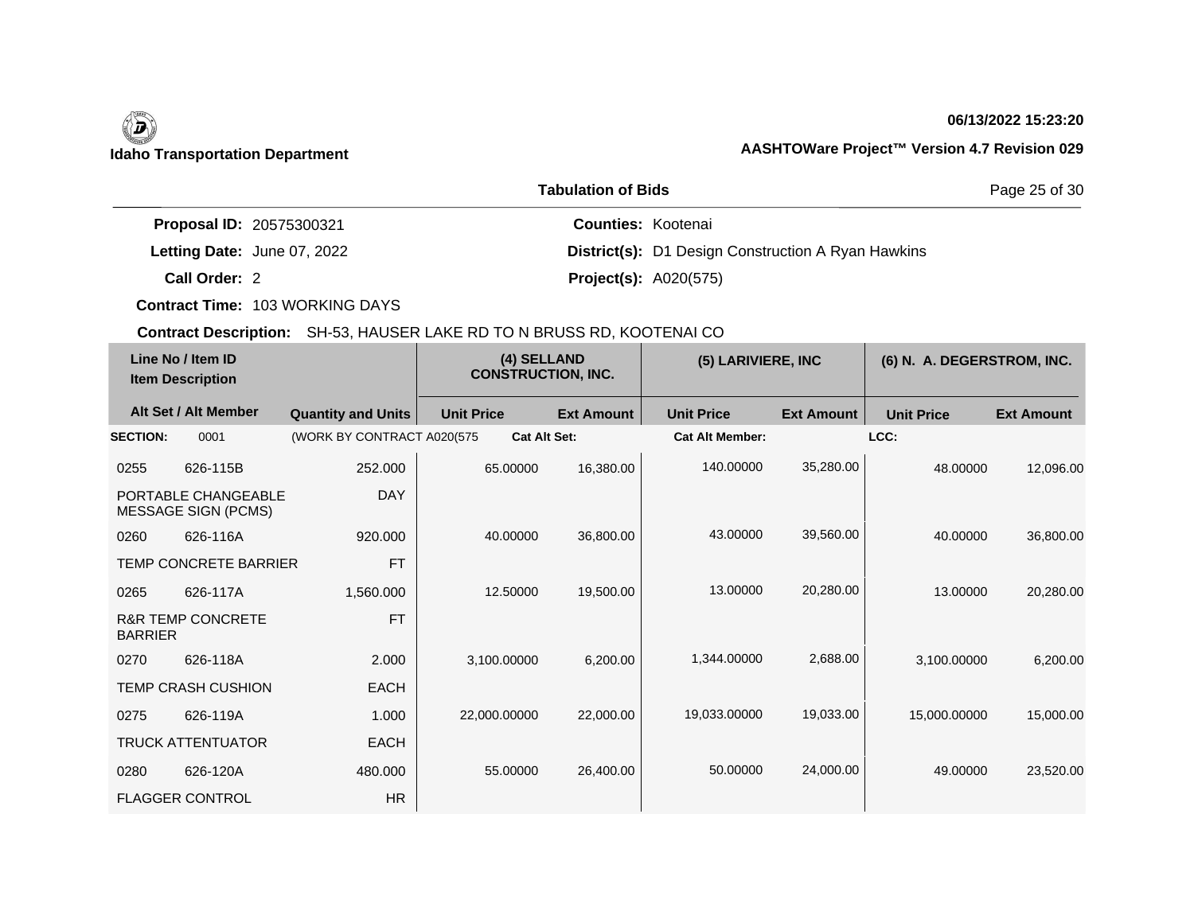**Idaho Transportation Department**

**06/13/2022 15:23:20**

**AASHTOWare Project™ Version 4.7 Revision 029**

**Tabulation of Bids**

**Proposal ID:** 20575300321
**Letting Date:** June 07, 2022
**Call Order:** 2
**Contract Time:** 103 WORKING DAYS

**Counties:** Kootenai
**District(s):** D1 Design Construction A Ryan Hawkins
**Project(s):** A020(575)

**Contract Description:** SH-53, HAUSER LAKE RD TO N BRUSS RD, KOOTENAI CO

| Line No / Item ID | Item Description | Quantity and Units | (4) SELLAND CONSTRUCTION, INC. Unit Price | (4) SELLAND CONSTRUCTION, INC. Ext Amount | (5) LARIVIERE, INC Unit Price | (5) LARIVIERE, INC Ext Amount | (6) N. A. DEGERSTROM, INC. Unit Price | (6) N. A. DEGERSTROM, INC. Ext Amount |
|---|---|---|---|---|---|---|---|---|
| **SECTION:** 0001 | (WORK BY CONTRACT A020(575 | **Cat Alt Set:** | | | **Cat Alt Member:** | | **LCC:** | |
| 0255 626-115B | PORTABLE CHANGEABLE MESSAGE SIGN (PCMS) | 252.000 DAY | 65.00000 | 16,380.00 | 140.00000 | 35,280.00 | 48.00000 | 12,096.00 |
| 0260 626-116A | TEMP CONCRETE BARRIER | 920.000 FT | 40.00000 | 36,800.00 | 43.00000 | 39,560.00 | 40.00000 | 36,800.00 |
| 0265 626-117A | R&R TEMP CONCRETE BARRIER | 1,560.000 FT | 12.50000 | 19,500.00 | 13.00000 | 20,280.00 | 13.00000 | 20,280.00 |
| 0270 626-118A | TEMP CRASH CUSHION | 2.000 EACH | 3,100.00000 | 6,200.00 | 1,344.00000 | 2,688.00 | 3,100.00000 | 6,200.00 |
| 0275 626-119A | TRUCK ATTENTUATOR | 1.000 EACH | 22,000.00000 | 22,000.00 | 19,033.00000 | 19,033.00 | 15,000.00000 | 15,000.00 |
| 0280 626-120A | FLAGGER CONTROL | 480.000 HR | 55.00000 | 26,400.00 | 50.00000 | 24,000.00 | 49.00000 | 23,520.00 |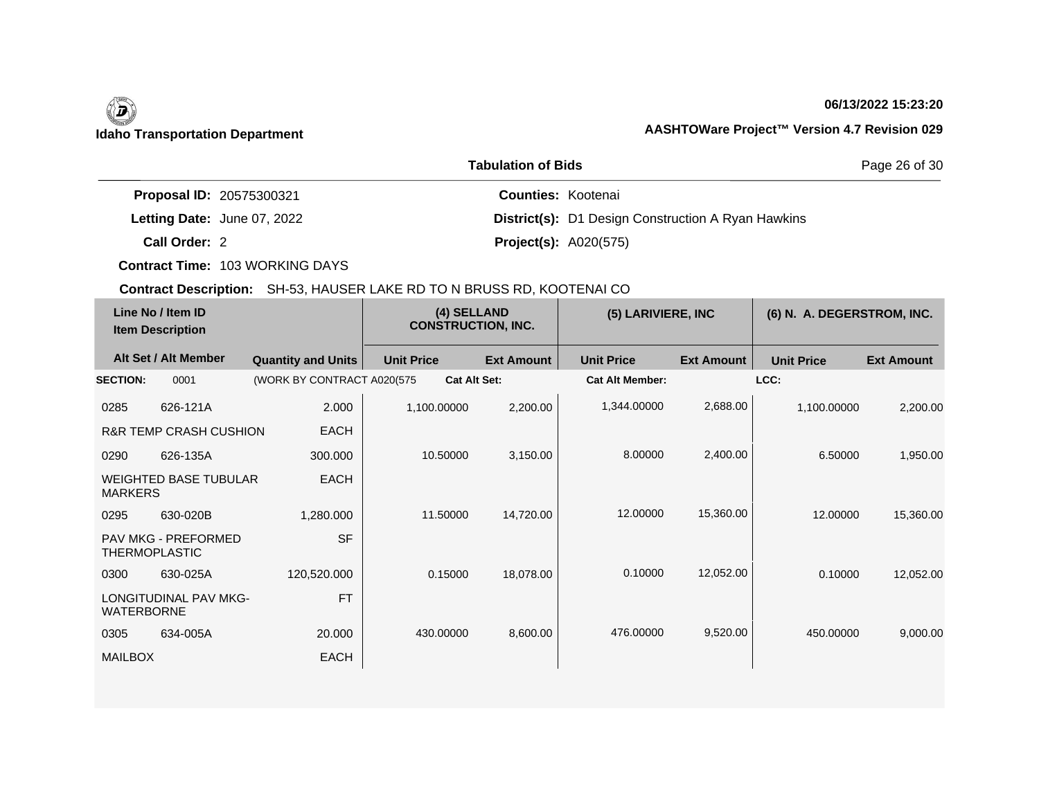**Idaho Transportation Department**

**06/13/2022 15:23:20**

**AASHTOWare Project™ Version 4.7 Revision 029**

**Tabulation of Bids**

**Proposal ID:** 20575300321

**Letting Date:** June 07, 2022

**Call Order:** 2

**Contract Time:** 103 WORKING DAYS

**Counties:** Kootenai

**District(s):** D1 Design Construction A Ryan Hawkins

**Project(s):** A020(575)

**Contract Description:** SH-53, HAUSER LAKE RD TO N BRUSS RD, KOOTENAI CO

| Line No / Item ID | Item Description | | (4) SELLAND CONSTRUCTION, INC. | | (5) LARIVIERE, INC | | (6) N. A. DEGERSTROM, INC. | |
|---|---|---|---|---|---|---|---|---|
| Alt Set / Alt Member | | Quantity and Units | Unit Price | Ext Amount | Unit Price | Ext Amount | Unit Price | Ext Amount |
| **SECTION:** 0001 | | (WORK BY CONTRACT A020(575 | **Cat Alt Set:** | | **Cat Alt Member:** | | **LCC:** | |
| 0285 | 626-121A | 2.000 | 1,100.00000 | 2,200.00 | 1,344.00000 | 2,688.00 | 1,100.00000 | 2,200.00 |
| R&R TEMP CRASH CUSHION | | EACH | | | | | | |
| 0290 | 626-135A | 300.000 | 10.50000 | 3,150.00 | 8.00000 | 2,400.00 | 6.50000 | 1,950.00 |
| WEIGHTED BASE TUBULAR MARKERS | | EACH | | | | | | |
| 0295 | 630-020B | 1,280.000 | 11.50000 | 14,720.00 | 12.00000 | 15,360.00 | 12.00000 | 15,360.00 |
| PAV MKG - PREFORMED THERMOPLASTIC | | SF | | | | | | |
| 0300 | 630-025A | 120,520.000 | 0.15000 | 18,078.00 | 0.10000 | 12,052.00 | 0.10000 | 12,052.00 |
| LONGITUDINAL PAV MKG-WATERBORNE | | FT | | | | | | |
| 0305 | 634-005A | 20.000 | 430.00000 | 8,600.00 | 476.00000 | 9,520.00 | 450.00000 | 9,000.00 |
| MAILBOX | | EACH | | | | | | |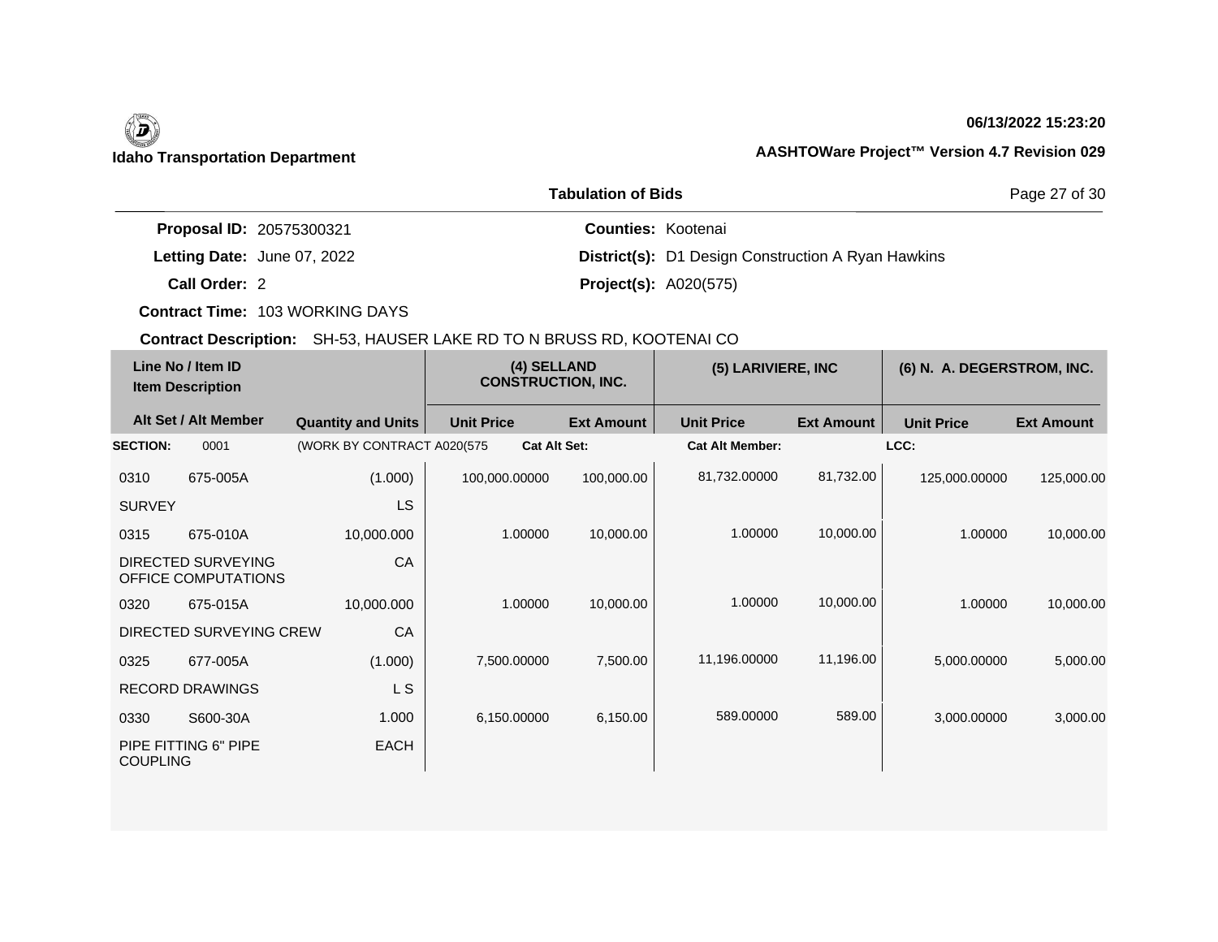**Idaho Transportation Department**

**06/13/2022 15:23:20**

**AASHTOWare Project™ Version 4.7 Revision 029**

## Tabulation of Bids

**Proposal ID:** 20575300321
**Letting Date:** June 07, 2022
**Call Order:** 2
**Contract Time:** 103 WORKING DAYS
**Contract Description:** SH-53, HAUSER LAKE RD TO N BRUSS RD, KOOTENAI CO

**Counties:** Kootenai
**District(s):** D1 Design Construction A Ryan Hawkins
**Project(s):** A020(575)

| Line No / Item ID | Item Description / Alt Set / Alt Member | Quantity and Units | (4) SELLAND CONSTRUCTION, INC. Unit Price | Ext Amount | (5) LARIVIERE, INC Unit Price | Ext Amount | (6) N. A. DEGERSTROM, INC. Unit Price | Ext Amount |
|---|---|---|---|---|---|---|---|---|
| **SECTION:** 0001 | (WORK BY CONTRACT A020(575 | | **Cat Alt Set:** | | **Cat Alt Member:** | | **LCC:** | |
| 0310 675-005A | SURVEY | (1.000) LS | 100,000.00000 | 100,000.00 | 81,732.00000 | 81,732.00 | 125,000.00000 | 125,000.00 |
| 0315 675-010A | DIRECTED SURVEYING OFFICE COMPUTATIONS | 10,000.000 CA | 1.00000 | 10,000.00 | 1.00000 | 10,000.00 | 1.00000 | 10,000.00 |
| 0320 675-015A | DIRECTED SURVEYING CREW | 10,000.000 CA | 1.00000 | 10,000.00 | 1.00000 | 10,000.00 | 1.00000 | 10,000.00 |
| 0325 677-005A | RECORD DRAWINGS | (1.000) L S | 7,500.00000 | 7,500.00 | 11,196.00000 | 11,196.00 | 5,000.00000 | 5,000.00 |
| 0330 S600-30A | PIPE FITTING 6" PIPE COUPLING | 1.000 EACH | 6,150.00000 | 6,150.00 | 589.00000 | 589.00 | 3,000.00000 | 3,000.00 |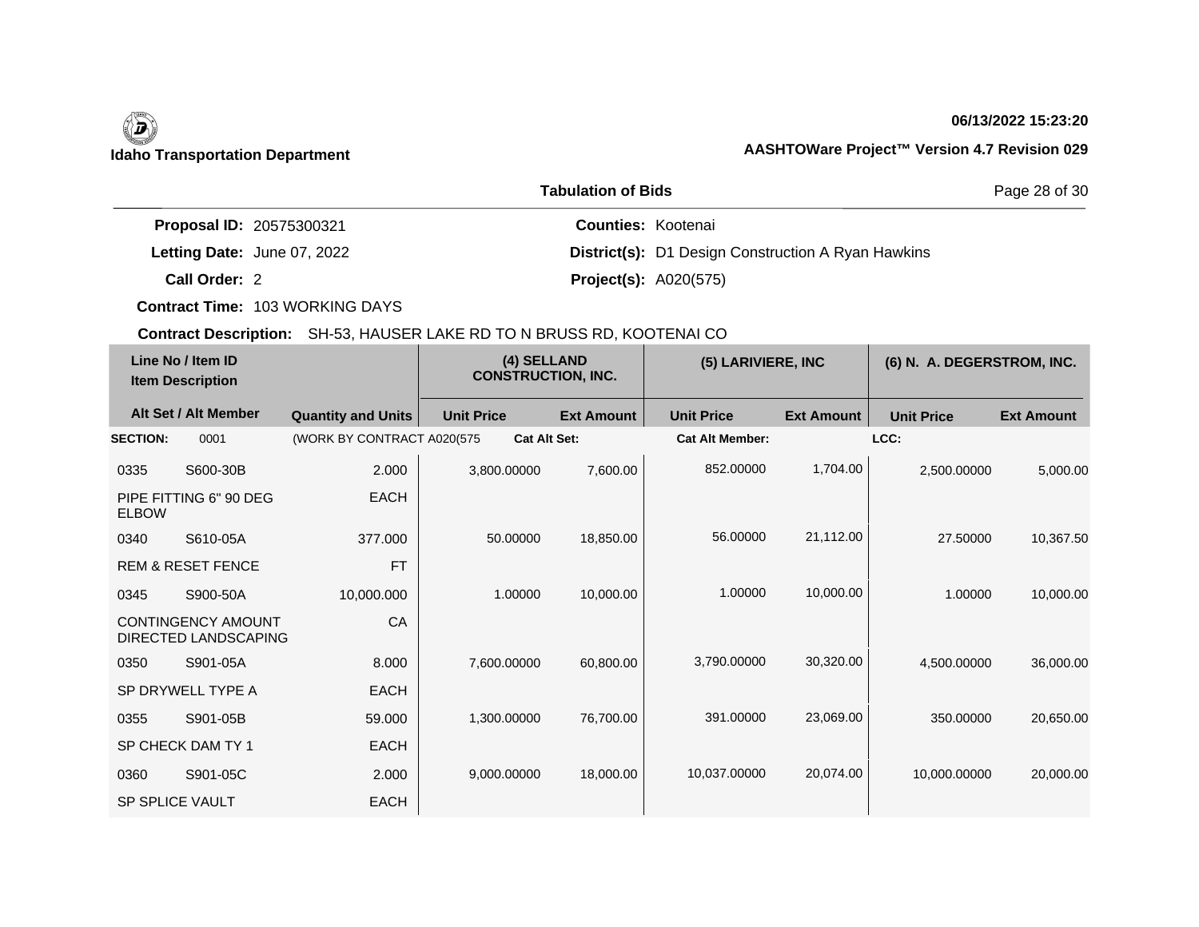**Idaho Transportation Department**

**06/13/2022 15:23:20**

**AASHTOWare Project™ Version 4.7 Revision 029**

## Tabulation of Bids

**Proposal ID:** 20575300321
**Letting Date:** June 07, 2022
**Call Order:** 2
**Contract Time:** 103 WORKING DAYS

**Counties:** Kootenai
**District(s):** D1 Design Construction A Ryan Hawkins
**Project(s):** A020(575)

**Contract Description:** SH-53, HAUSER LAKE RD TO N BRUSS RD, KOOTENAI CO

| Line No / Item ID / Item Description | Alt Set / Alt Member | Quantity and Units | (4) SELLAND CONSTRUCTION, INC. Unit Price | (4) SELLAND CONSTRUCTION, INC. Ext Amount | (5) LARIVIERE, INC Unit Price | (5) LARIVIERE, INC Ext Amount | (6) N. A. DEGERSTROM, INC. Unit Price | (6) N. A. DEGERSTROM, INC. Ext Amount |
|---|---|---|---|---|---|---|---|---|
| **SECTION:** 0001 | | (WORK BY CONTRACT A020(575 | Cat Alt Set: | | Cat Alt Member: | | LCC: | |
| 0335 S600-30B PIPE FITTING 6" 90 DEG ELBOW | | 2.000 EACH | 3,800.00000 | 7,600.00 | 852.00000 | 1,704.00 | 2,500.00000 | 5,000.00 |
| 0340 S610-05A REM & RESET FENCE | | 377.000 FT | 50.00000 | 18,850.00 | 56.00000 | 21,112.00 | 27.50000 | 10,367.50 |
| 0345 S900-50A CONTINGENCY AMOUNT DIRECTED LANDSCAPING | | 10,000.000 CA | 1.00000 | 10,000.00 | 1.00000 | 10,000.00 | 1.00000 | 10,000.00 |
| 0350 S901-05A SP DRYWELL TYPE A | | 8.000 EACH | 7,600.00000 | 60,800.00 | 3,790.00000 | 30,320.00 | 4,500.00000 | 36,000.00 |
| 0355 S901-05B SP CHECK DAM TY 1 | | 59.000 EACH | 1,300.00000 | 76,700.00 | 391.00000 | 23,069.00 | 350.00000 | 20,650.00 |
| 0360 S901-05C SP SPLICE VAULT | | 2.000 EACH | 9,000.00000 | 18,000.00 | 10,037.00000 | 20,074.00 | 10,000.00000 | 20,000.00 |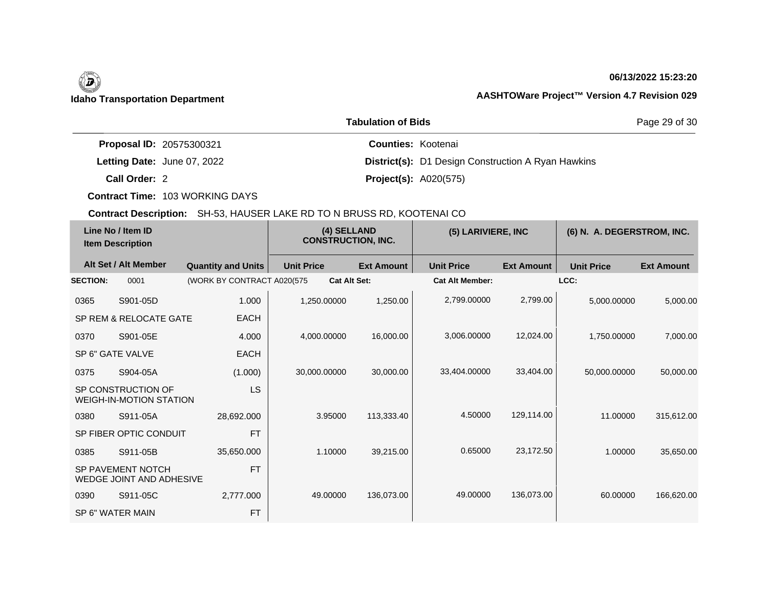**Idaho Transportation Department**

06/13/2022 15:23:20

AASHTOWare Project™ Version 4.7 Revision 029

## Tabulation of Bids

**Proposal ID:** 20575300321
**Letting Date:** June 07, 2022
**Call Order:** 2
**Contract Time:** 103 WORKING DAYS

**Counties:** Kootenai
**District(s):** D1 Design Construction A Ryan Hawkins
**Project(s):** A020(575)

**Contract Description:** SH-53, HAUSER LAKE RD TO N BRUSS RD, KOOTENAI CO

| Line No / Item ID | Item Description | | (4) SELLAND CONSTRUCTION, INC. | | (5) LARIVIERE, INC | | (6) N. A. DEGERSTROM, INC. | |
|---|---|---|---|---|---|---|---|---|
| Alt Set / Alt Member | | Quantity and Units | Unit Price | Ext Amount | Unit Price | Ext Amount | Unit Price | Ext Amount |
| **SECTION:** 0001 | (WORK BY CONTRACT A020(575 | | **Cat Alt Set:** | | **Cat Alt Member:** | | **LCC:** | |
| 0365 | S901-05D | 1.000 | 1,250.00000 | 1,250.00 | 2,799.00000 | 2,799.00 | 5,000.00000 | 5,000.00 |
| SP REM & RELOCATE GATE | | EACH | | | | | | |
| 0370 | S901-05E | 4.000 | 4,000.00000 | 16,000.00 | 3,006.00000 | 12,024.00 | 1,750.00000 | 7,000.00 |
| SP 6" GATE VALVE | | EACH | | | | | | |
| 0375 | S904-05A | (1.000) | 30,000.00000 | 30,000.00 | 33,404.00000 | 33,404.00 | 50,000.00000 | 50,000.00 |
| SP CONSTRUCTION OF WEIGH-IN-MOTION STATION | | LS | | | | | | |
| 0380 | S911-05A | 28,692.000 | 3.95000 | 113,333.40 | 4.50000 | 129,114.00 | 11.00000 | 315,612.00 |
| SP FIBER OPTIC CONDUIT | | FT | | | | | | |
| 0385 | S911-05B | 35,650.000 | 1.10000 | 39,215.00 | 0.65000 | 23,172.50 | 1.00000 | 35,650.00 |
| SP PAVEMENT NOTCH WEDGE JOINT AND ADHESIVE | | FT | | | | | | |
| 0390 | S911-05C | 2,777.000 | 49.00000 | 136,073.00 | 49.00000 | 136,073.00 | 60.00000 | 166,620.00 |
| SP 6" WATER MAIN | | FT | | | | | | |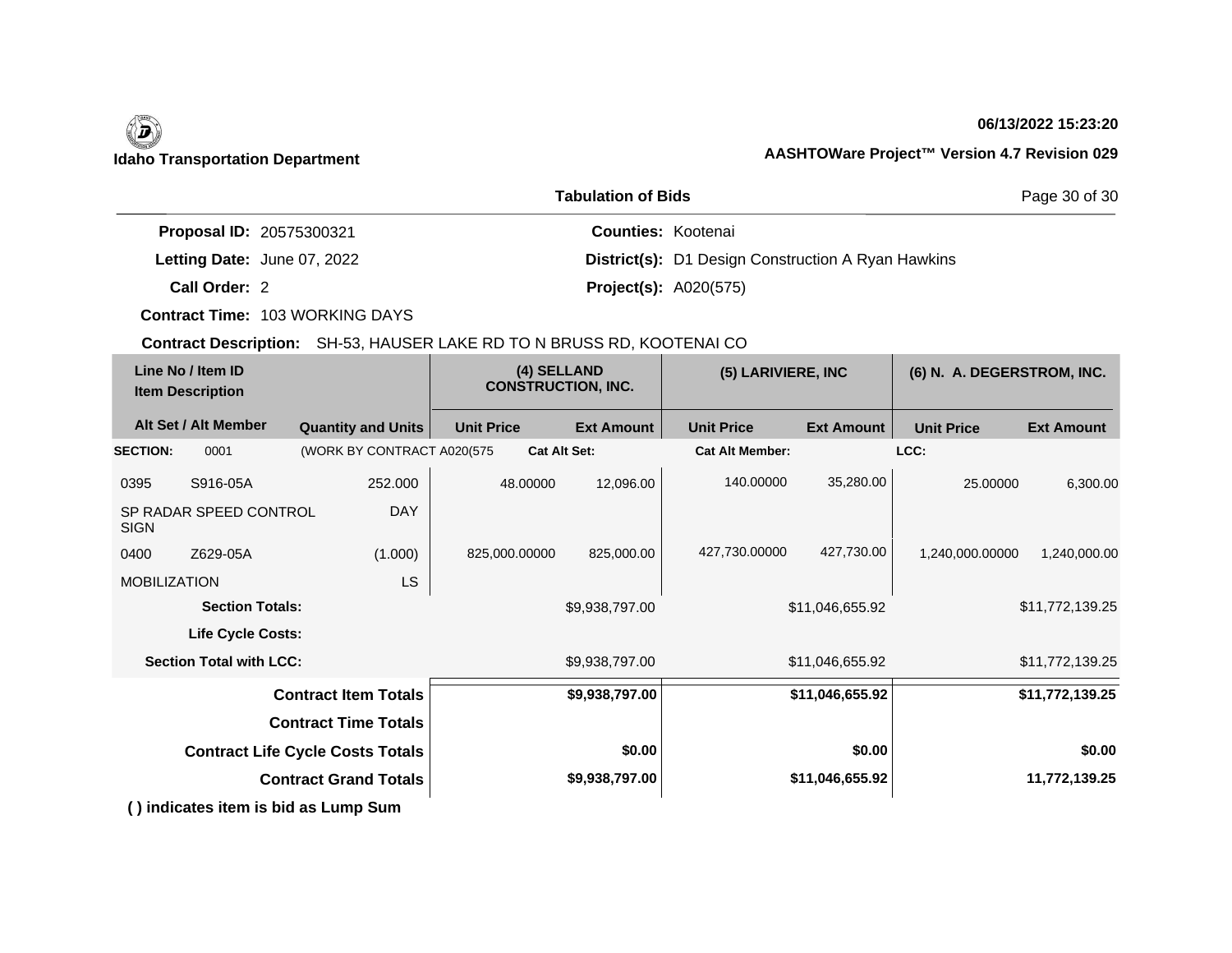**Idaho Transportation Department**

**06/13/2022 15:23:20**

**AASHTOWare Project™ Version 4.7 Revision 029**

**Tabulation of Bids**

**Proposal ID:** 20575300321

**Letting Date:** June 07, 2022

**Call Order:** 2

**Contract Time:** 103 WORKING DAYS

**Counties:** Kootenai

**District(s):** D1 Design Construction A Ryan Hawkins

**Project(s):** A020(575)

**Contract Description:** SH-53, HAUSER LAKE RD TO N BRUSS RD, KOOTENAI CO

| Line No / Item ID<br>Item Description | | | (4) SELLAND CONSTRUCTION, INC. | | (5) LARIVIERE, INC | | (6) N. A. DEGERSTROM, INC. | |
|---|---|---|---|---|---|---|---|---|
| Alt Set / Alt Member | | Quantity and Units | Unit Price | Ext Amount | Unit Price | Ext Amount | Unit Price | Ext Amount |
| **SECTION:** | 0001 | (WORK BY CONTRACT A020(575 | **Cat Alt Set:** | | **Cat Alt Member:** | | **LCC:** | |
| 0395 | S916-05A | 252.000 | 48.00000 | 12,096.00 | 140.00000 | 35,280.00 | 25.00000 | 6,300.00 |
| SP RADAR SPEED CONTROL SIGN | | DAY | | | | | | |
| 0400 | Z629-05A | (1.000) | 825,000.00000 | 825,000.00 | 427,730.00000 | 427,730.00 | 1,240,000.00000 | 1,240,000.00 |
| MOBILIZATION | | LS | | | | | | |
| **Section Totals:** | | | | $9,938,797.00 | | $11,046,655.92 | | $11,772,139.25 |
| **Life Cycle Costs:** | | | | | | | | |
| **Section Total with LCC:** | | | | $9,938,797.00 | | $11,046,655.92 | | $11,772,139.25 |
| **Contract Item Totals** | | | | **$9,938,797.00** | | **$11,046,655.92** | | **$11,772,139.25** |
| **Contract Time Totals** | | | | | | | | |
| **Contract Life Cycle Costs Totals** | | | | **$0.00** | | **$0.00** | | **$0.00** |
| **Contract Grand Totals** | | | | **$9,938,797.00** | | **$11,046,655.92** | | **11,772,139.25** |

**( ) indicates item is bid as Lump Sum**